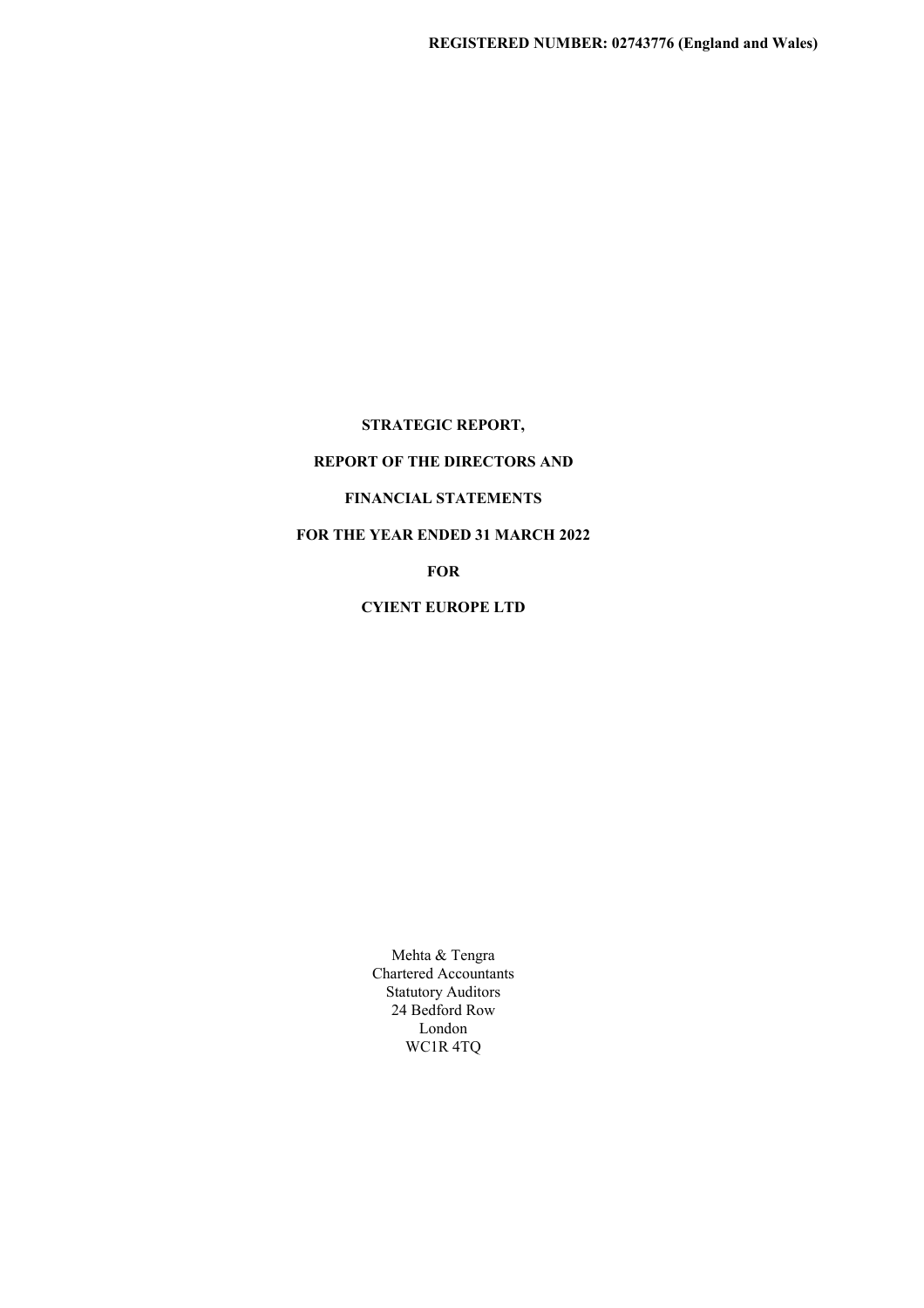**REGISTERED NUMBER: 02743776 (England and Wales)**

# STRATEGIC REPORT,

# REPORT OF THE DIRECTORS AND

# FINANCIAL STATEMENTS

# FOR THE YEAR ENDED 31 MARCH 2022

# FOR

# CYIENT EUROPE LTD

Mehta & Tengra
Chartered Accountants
Statutory Auditors
24 Bedford Row
London
WC1R 4TQ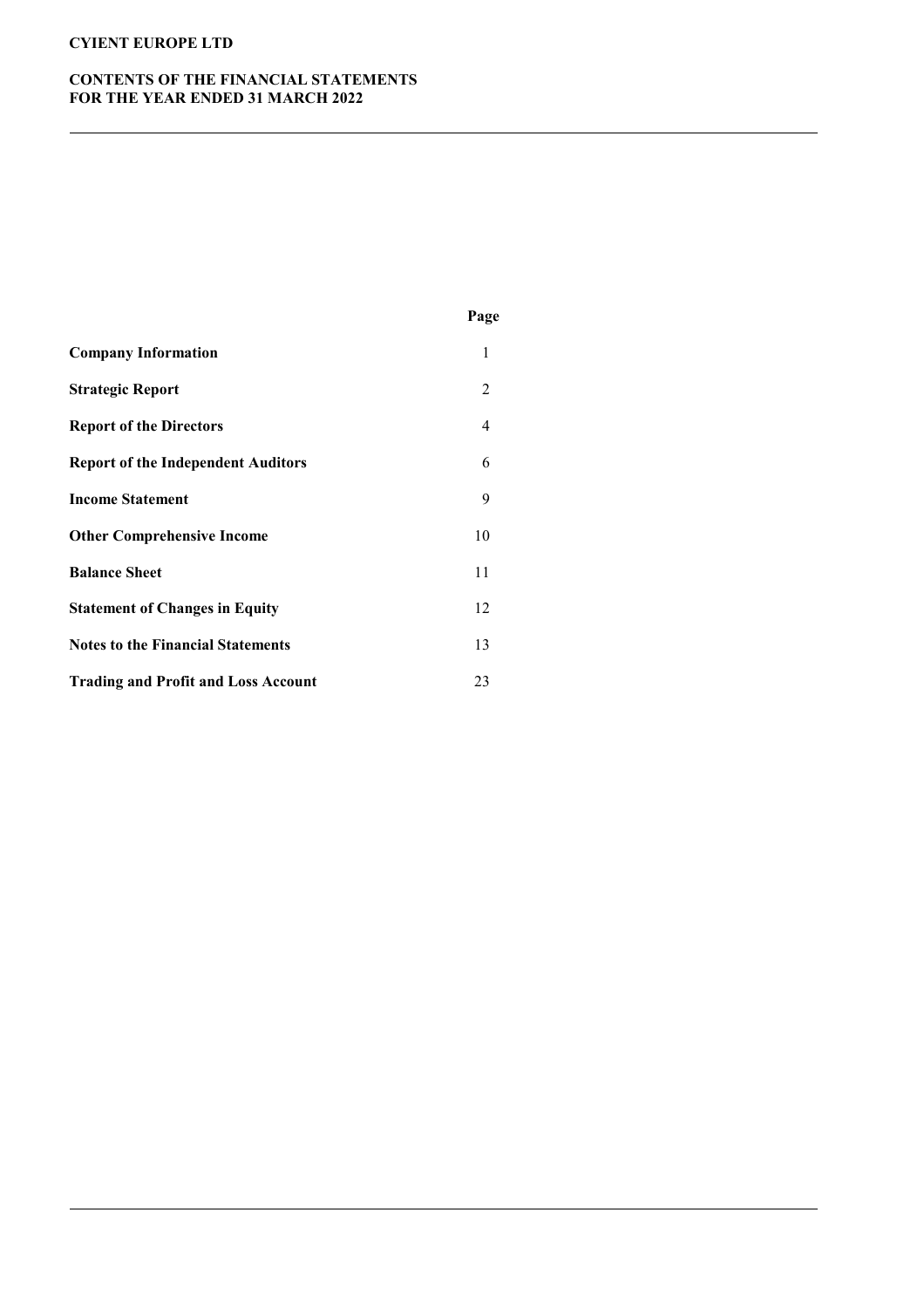# CYIENT EUROPE LTD

## CONTENTS OF THE FINANCIAL STATEMENTS
## FOR THE YEAR ENDED 31 MARCH 2022

| | Page |
|---|---|
| **Company Information** | 1 |
| **Strategic Report** | 2 |
| **Report of the Directors** | 4 |
| **Report of the Independent Auditors** | 6 |
| **Income Statement** | 9 |
| **Other Comprehensive Income** | 10 |
| **Balance Sheet** | 11 |
| **Statement of Changes in Equity** | 12 |
| **Notes to the Financial Statements** | 13 |
| **Trading and Profit and Loss Account** | 23 |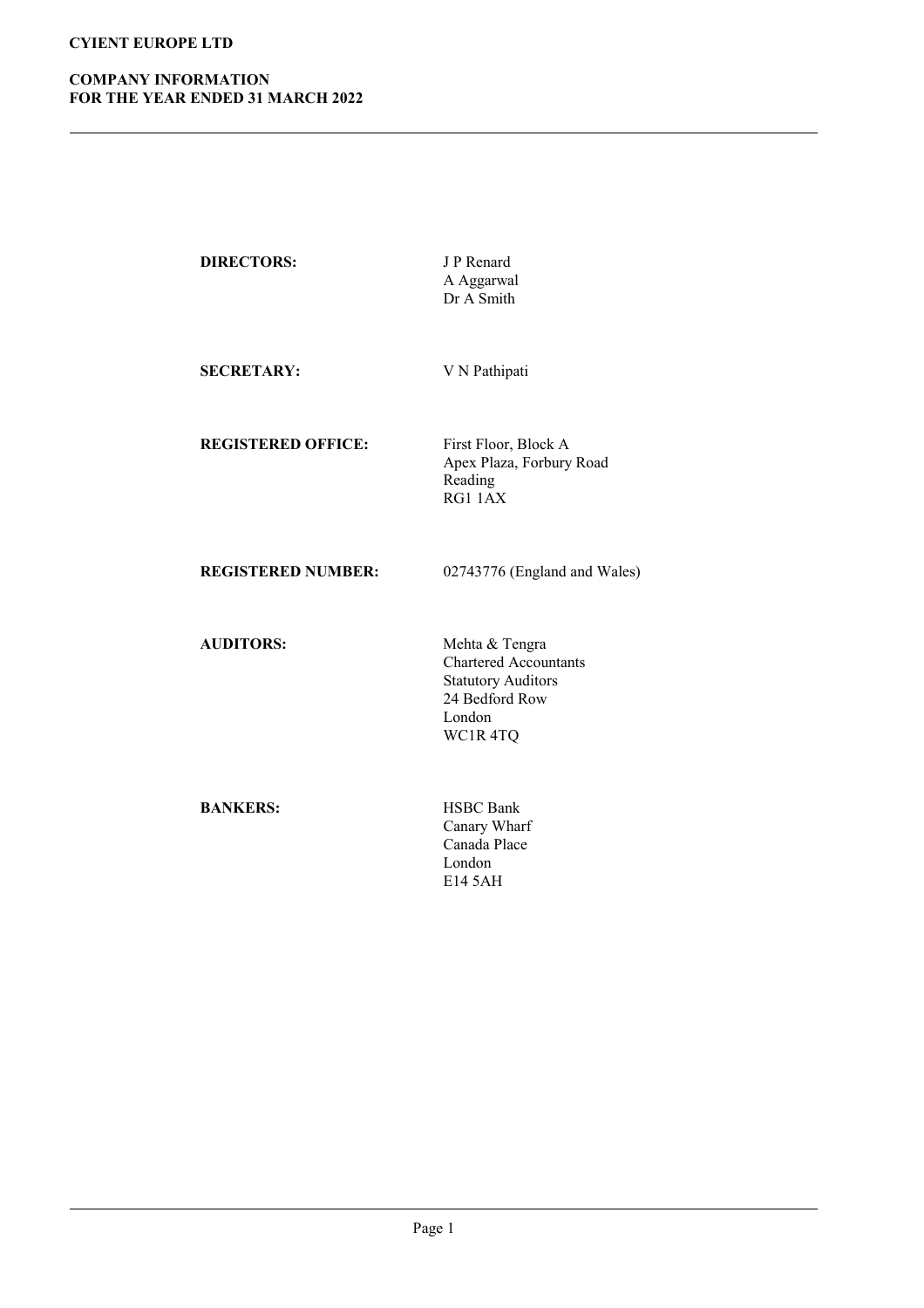**CYIENT EUROPE LTD**

**COMPANY INFORMATION**
**FOR THE YEAR ENDED 31 MARCH 2022**

| | |
|---|---|
| **DIRECTORS:** | J P Renard<br>A Aggarwal<br>Dr A Smith |
| **SECRETARY:** | V N Pathipati |
| **REGISTERED OFFICE:** | First Floor, Block A<br>Apex Plaza, Forbury Road<br>Reading<br>RG1 1AX |
| **REGISTERED NUMBER:** | 02743776 (England and Wales) |
| **AUDITORS:** | Mehta & Tengra<br>Chartered Accountants<br>Statutory Auditors<br>24 Bedford Row<br>London<br>WC1R 4TQ |
| **BANKERS:** | HSBC Bank<br>Canary Wharf<br>Canada Place<br>London<br>E14 5AH |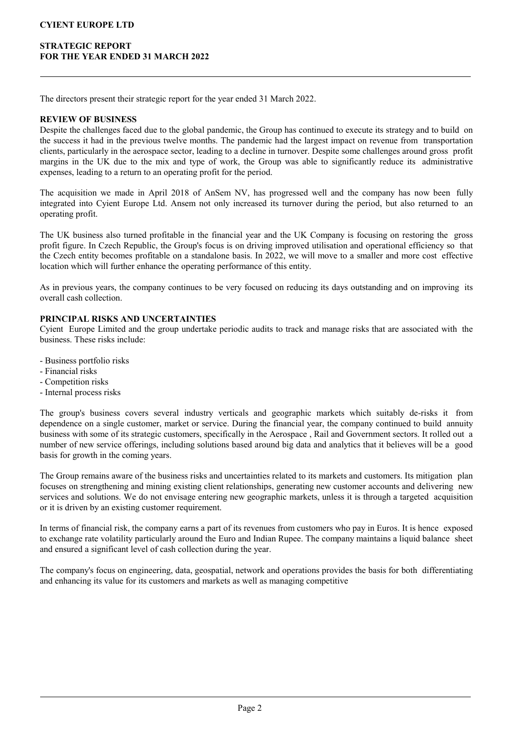# CYIENT EUROPE LTD

## STRATEGIC REPORT
## FOR THE YEAR ENDED 31 MARCH 2022

The directors present their strategic report for the year ended 31 March 2022.

### REVIEW OF BUSINESS

Despite the challenges faced due to the global pandemic, the Group has continued to execute its strategy and to build on the success it had in the previous twelve months. The pandemic had the largest impact on revenue from transportation clients, particularly in the aerospace sector, leading to a decline in turnover. Despite some challenges around gross profit margins in the UK due to the mix and type of work, the Group was able to significantly reduce its administrative expenses, leading to a return to an operating profit for the period.

The acquisition we made in April 2018 of AnSem NV, has progressed well and the company has now been fully integrated into Cyient Europe Ltd. Ansem not only increased its turnover during the period, but also returned to an operating profit.

The UK business also turned profitable in the financial year and the UK Company is focusing on restoring the gross profit figure. In Czech Republic, the Group's focus is on driving improved utilisation and operational efficiency so that the Czech entity becomes profitable on a standalone basis. In 2022, we will move to a smaller and more cost effective location which will further enhance the operating performance of this entity.

As in previous years, the company continues to be very focused on reducing its days outstanding and on improving its overall cash collection.

### PRINCIPAL RISKS AND UNCERTAINTIES

Cyient Europe Limited and the group undertake periodic audits to track and manage risks that are associated with the business. These risks include:

- Business portfolio risks
- Financial risks
- Competition risks
- Internal process risks

The group's business covers several industry verticals and geographic markets which suitably de-risks it from dependence on a single customer, market or service. During the financial year, the company continued to build annuity business with some of its strategic customers, specifically in the Aerospace , Rail and Government sectors. It rolled out a number of new service offerings, including solutions based around big data and analytics that it believes will be a good basis for growth in the coming years.

The Group remains aware of the business risks and uncertainties related to its markets and customers. Its mitigation plan focuses on strengthening and mining existing client relationships, generating new customer accounts and delivering new services and solutions. We do not envisage entering new geographic markets, unless it is through a targeted acquisition or it is driven by an existing customer requirement.

In terms of financial risk, the company earns a part of its revenues from customers who pay in Euros. It is hence exposed to exchange rate volatility particularly around the Euro and Indian Rupee. The company maintains a liquid balance sheet and ensured a significant level of cash collection during the year.

The company's focus on engineering, data, geospatial, network and operations provides the basis for both differentiating and enhancing its value for its customers and markets as well as managing competitive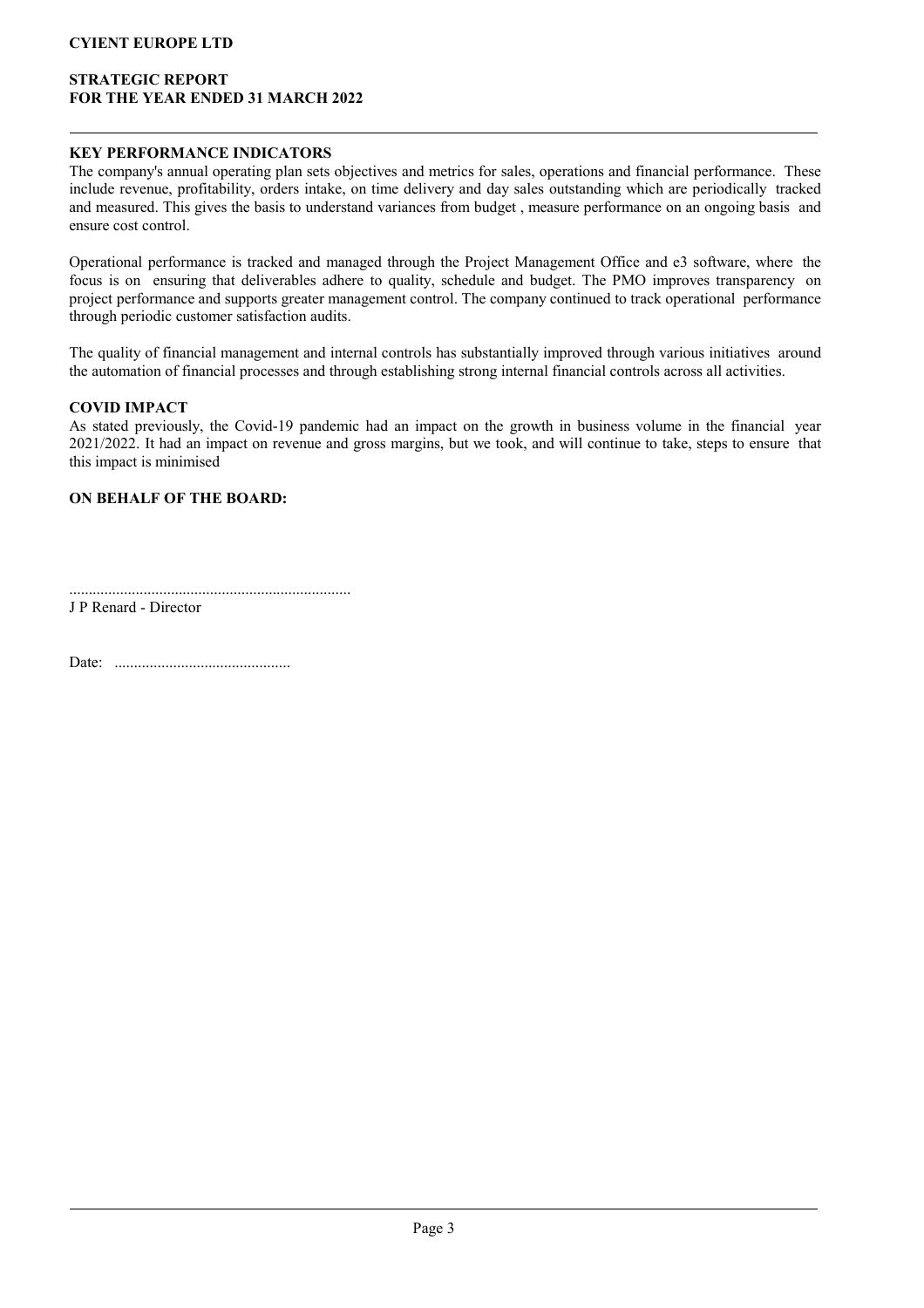**CYIENT EUROPE LTD**

**STRATEGIC REPORT**
**FOR THE YEAR ENDED 31 MARCH 2022**

## KEY PERFORMANCE INDICATORS

The company's annual operating plan sets objectives and metrics for sales, operations and financial performance. These include revenue, profitability, orders intake, on time delivery and day sales outstanding which are periodically tracked and measured. This gives the basis to understand variances from budget , measure performance on an ongoing basis and ensure cost control.

Operational performance is tracked and managed through the Project Management Office and e3 software, where the focus is on ensuring that deliverables adhere to quality, schedule and budget. The PMO improves transparency on project performance and supports greater management control. The company continued to track operational performance through periodic customer satisfaction audits.

The quality of financial management and internal controls has substantially improved through various initiatives around the automation of financial processes and through establishing strong internal financial controls across all activities.

## COVID IMPACT

As stated previously, the Covid-19 pandemic had an impact on the growth in business volume in the financial year 2021/2022. It had an impact on revenue and gross margins, but we took, and will continue to take, steps to ensure that this impact is minimised

**ON BEHALF OF THE BOARD:**

........................................................................
J P Renard - Director

Date: .............................................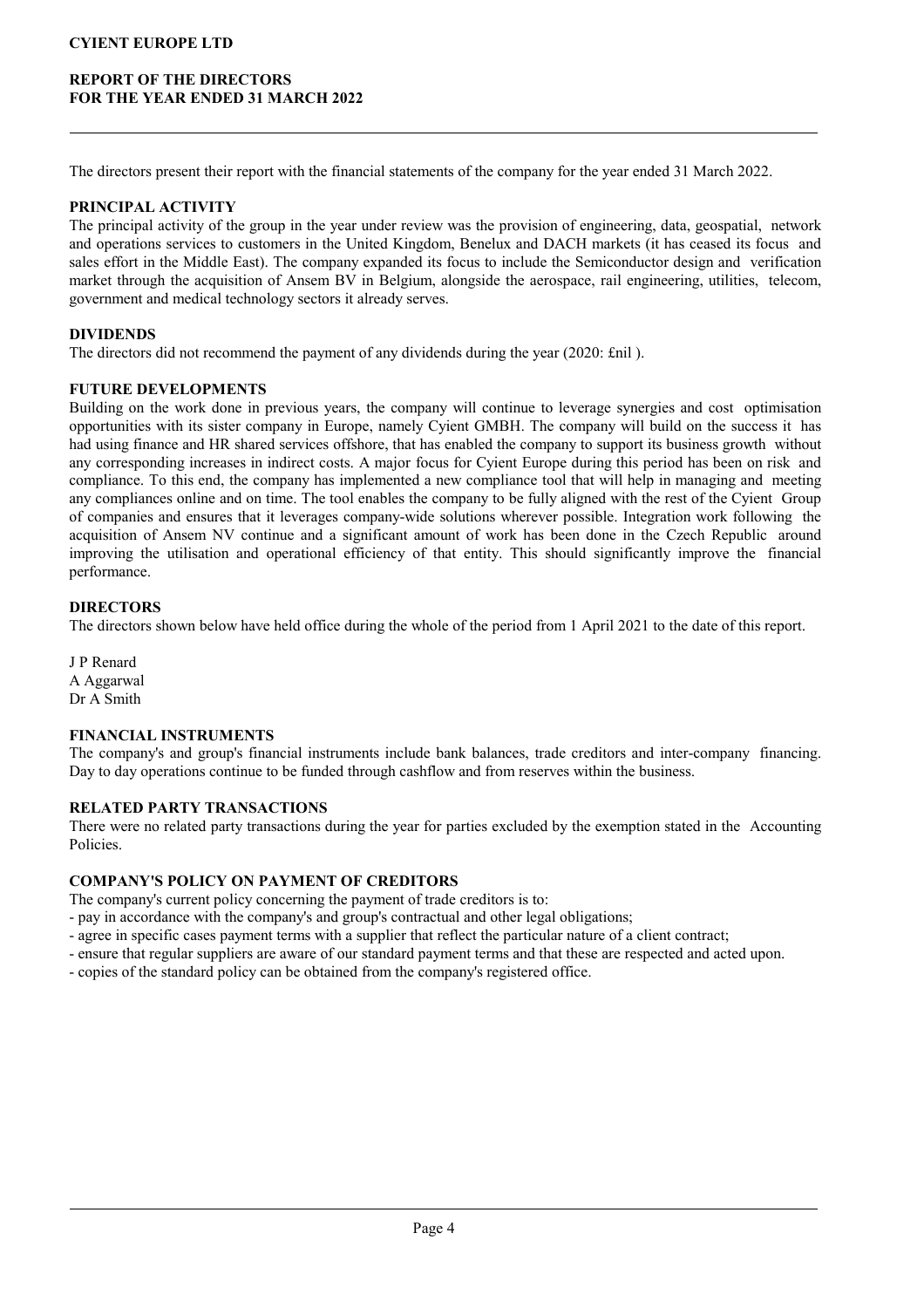# CYIENT EUROPE LTD

## REPORT OF THE DIRECTORS
## FOR THE YEAR ENDED 31 MARCH 2022

The directors present their report with the financial statements of the company for the year ended 31 March 2022.

### PRINCIPAL ACTIVITY

The principal activity of the group in the year under review was the provision of engineering, data, geospatial, network and operations services to customers in the United Kingdom, Benelux and DACH markets (it has ceased its focus and sales effort in the Middle East). The company expanded its focus to include the Semiconductor design and verification market through the acquisition of Ansem BV in Belgium, alongside the aerospace, rail engineering, utilities, telecom, government and medical technology sectors it already serves.

### DIVIDENDS

The directors did not recommend the payment of any dividends during the year (2020: £nil ).

### FUTURE DEVELOPMENTS

Building on the work done in previous years, the company will continue to leverage synergies and cost optimisation opportunities with its sister company in Europe, namely Cyient GMBH. The company will build on the success it has had using finance and HR shared services offshore, that has enabled the company to support its business growth without any corresponding increases in indirect costs. A major focus for Cyient Europe during this period has been on risk and compliance. To this end, the company has implemented a new compliance tool that will help in managing and meeting any compliances online and on time. The tool enables the company to be fully aligned with the rest of the Cyient Group of companies and ensures that it leverages company-wide solutions wherever possible. Integration work following the acquisition of Ansem NV continue and a significant amount of work has been done in the Czech Republic around improving the utilisation and operational efficiency of that entity. This should significantly improve the financial performance.

### DIRECTORS

The directors shown below have held office during the whole of the period from 1 April 2021 to the date of this report.

J P Renard
A Aggarwal
Dr A Smith

### FINANCIAL INSTRUMENTS

The company's and group's financial instruments include bank balances, trade creditors and inter-company financing. Day to day operations continue to be funded through cashflow and from reserves within the business.

### RELATED PARTY TRANSACTIONS

There were no related party transactions during the year for parties excluded by the exemption stated in the Accounting Policies.

### COMPANY'S POLICY ON PAYMENT OF CREDITORS

The company's current policy concerning the payment of trade creditors is to:

- pay in accordance with the company's and group's contractual and other legal obligations;
- agree in specific cases payment terms with a supplier that reflect the particular nature of a client contract;
- ensure that regular suppliers are aware of our standard payment terms and that these are respected and acted upon.
- copies of the standard policy can be obtained from the company's registered office.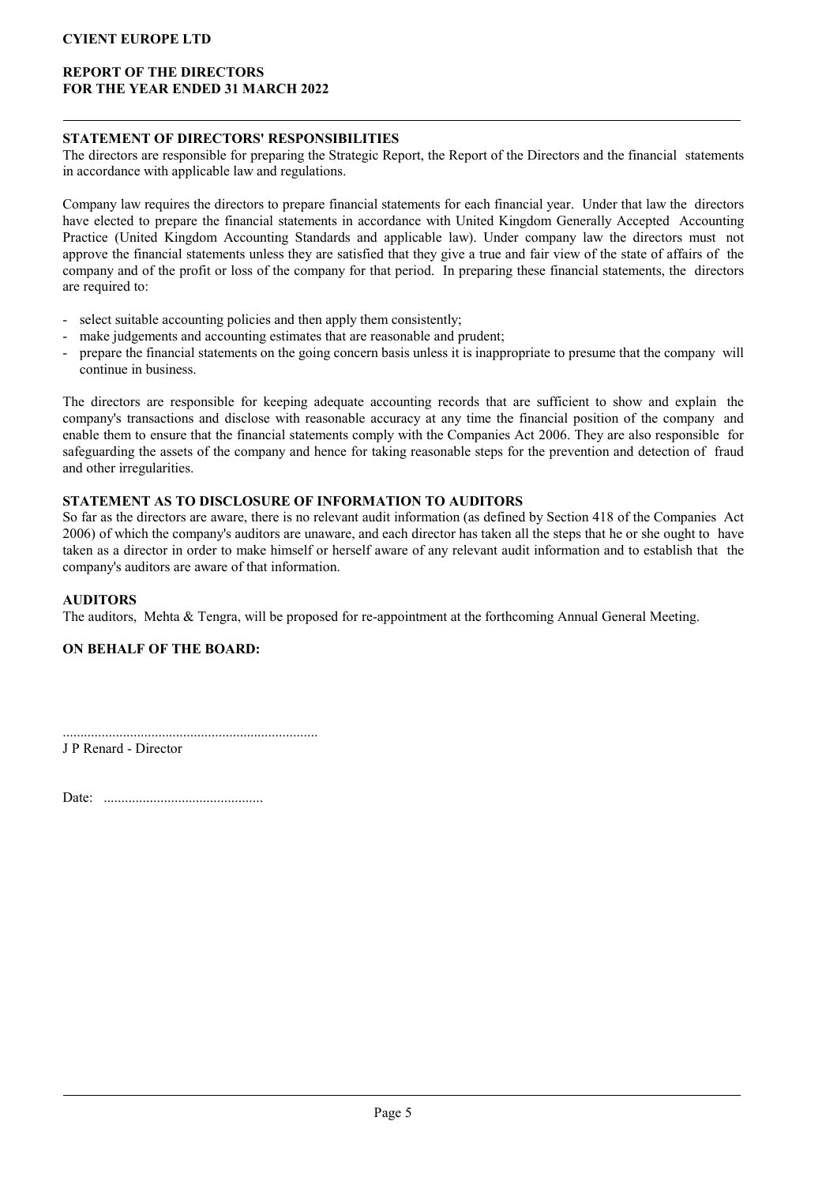**CYIENT EUROPE LTD**

**REPORT OF THE DIRECTORS**
**FOR THE YEAR ENDED 31 MARCH 2022**

## STATEMENT OF DIRECTORS' RESPONSIBILITIES

The directors are responsible for preparing the Strategic Report, the Report of the Directors and the financial statements in accordance with applicable law and regulations.

Company law requires the directors to prepare financial statements for each financial year. Under that law the directors have elected to prepare the financial statements in accordance with United Kingdom Generally Accepted Accounting Practice (United Kingdom Accounting Standards and applicable law). Under company law the directors must not approve the financial statements unless they are satisfied that they give a true and fair view of the state of affairs of the company and of the profit or loss of the company for that period. In preparing these financial statements, the directors are required to:

- select suitable accounting policies and then apply them consistently;
- make judgements and accounting estimates that are reasonable and prudent;
- prepare the financial statements on the going concern basis unless it is inappropriate to presume that the company will continue in business.

The directors are responsible for keeping adequate accounting records that are sufficient to show and explain the company's transactions and disclose with reasonable accuracy at any time the financial position of the company and enable them to ensure that the financial statements comply with the Companies Act 2006. They are also responsible for safeguarding the assets of the company and hence for taking reasonable steps for the prevention and detection of fraud and other irregularities.

## STATEMENT AS TO DISCLOSURE OF INFORMATION TO AUDITORS

So far as the directors are aware, there is no relevant audit information (as defined by Section 418 of the Companies Act 2006) of which the company's auditors are unaware, and each director has taken all the steps that he or she ought to have taken as a director in order to make himself or herself aware of any relevant audit information and to establish that the company's auditors are aware of that information.

## AUDITORS

The auditors, Mehta & Tengra, will be proposed for re-appointment at the forthcoming Annual General Meeting.

**ON BEHALF OF THE BOARD:**

........................................................................
J P Renard - Director

Date: .............................................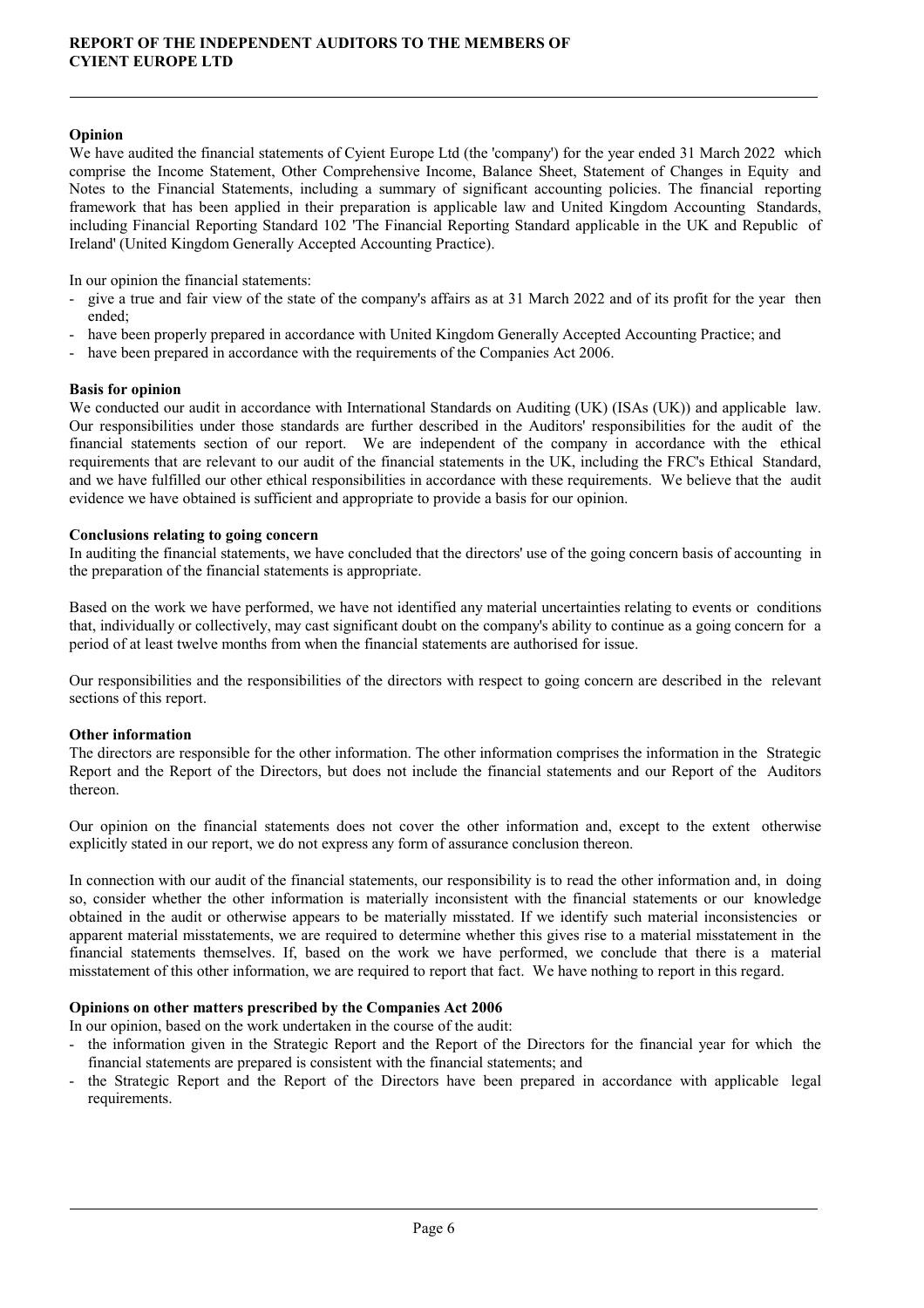# REPORT OF THE INDEPENDENT AUDITORS TO THE MEMBERS OF CYIENT EUROPE LTD

## Opinion

We have audited the financial statements of Cyient Europe Ltd (the 'company') for the year ended 31 March 2022 which comprise the Income Statement, Other Comprehensive Income, Balance Sheet, Statement of Changes in Equity and Notes to the Financial Statements, including a summary of significant accounting policies. The financial reporting framework that has been applied in their preparation is applicable law and United Kingdom Accounting Standards, including Financial Reporting Standard 102 'The Financial Reporting Standard applicable in the UK and Republic of Ireland' (United Kingdom Generally Accepted Accounting Practice).

In our opinion the financial statements:

- give a true and fair view of the state of the company's affairs as at 31 March 2022 and of its profit for the year then ended;
- have been properly prepared in accordance with United Kingdom Generally Accepted Accounting Practice; and
- have been prepared in accordance with the requirements of the Companies Act 2006.

## Basis for opinion

We conducted our audit in accordance with International Standards on Auditing (UK) (ISAs (UK)) and applicable law. Our responsibilities under those standards are further described in the Auditors' responsibilities for the audit of the financial statements section of our report. We are independent of the company in accordance with the ethical requirements that are relevant to our audit of the financial statements in the UK, including the FRC's Ethical Standard, and we have fulfilled our other ethical responsibilities in accordance with these requirements. We believe that the audit evidence we have obtained is sufficient and appropriate to provide a basis for our opinion.

## Conclusions relating to going concern

In auditing the financial statements, we have concluded that the directors' use of the going concern basis of accounting in the preparation of the financial statements is appropriate.

Based on the work we have performed, we have not identified any material uncertainties relating to events or conditions that, individually or collectively, may cast significant doubt on the company's ability to continue as a going concern for a period of at least twelve months from when the financial statements are authorised for issue.

Our responsibilities and the responsibilities of the directors with respect to going concern are described in the relevant sections of this report.

## Other information

The directors are responsible for the other information. The other information comprises the information in the Strategic Report and the Report of the Directors, but does not include the financial statements and our Report of the Auditors thereon.

Our opinion on the financial statements does not cover the other information and, except to the extent otherwise explicitly stated in our report, we do not express any form of assurance conclusion thereon.

In connection with our audit of the financial statements, our responsibility is to read the other information and, in doing so, consider whether the other information is materially inconsistent with the financial statements or our knowledge obtained in the audit or otherwise appears to be materially misstated. If we identify such material inconsistencies or apparent material misstatements, we are required to determine whether this gives rise to a material misstatement in the financial statements themselves. If, based on the work we have performed, we conclude that there is a material misstatement of this other information, we are required to report that fact. We have nothing to report in this regard.

## Opinions on other matters prescribed by the Companies Act 2006

In our opinion, based on the work undertaken in the course of the audit:

- the information given in the Strategic Report and the Report of the Directors for the financial year for which the financial statements are prepared is consistent with the financial statements; and
- the Strategic Report and the Report of the Directors have been prepared in accordance with applicable legal requirements.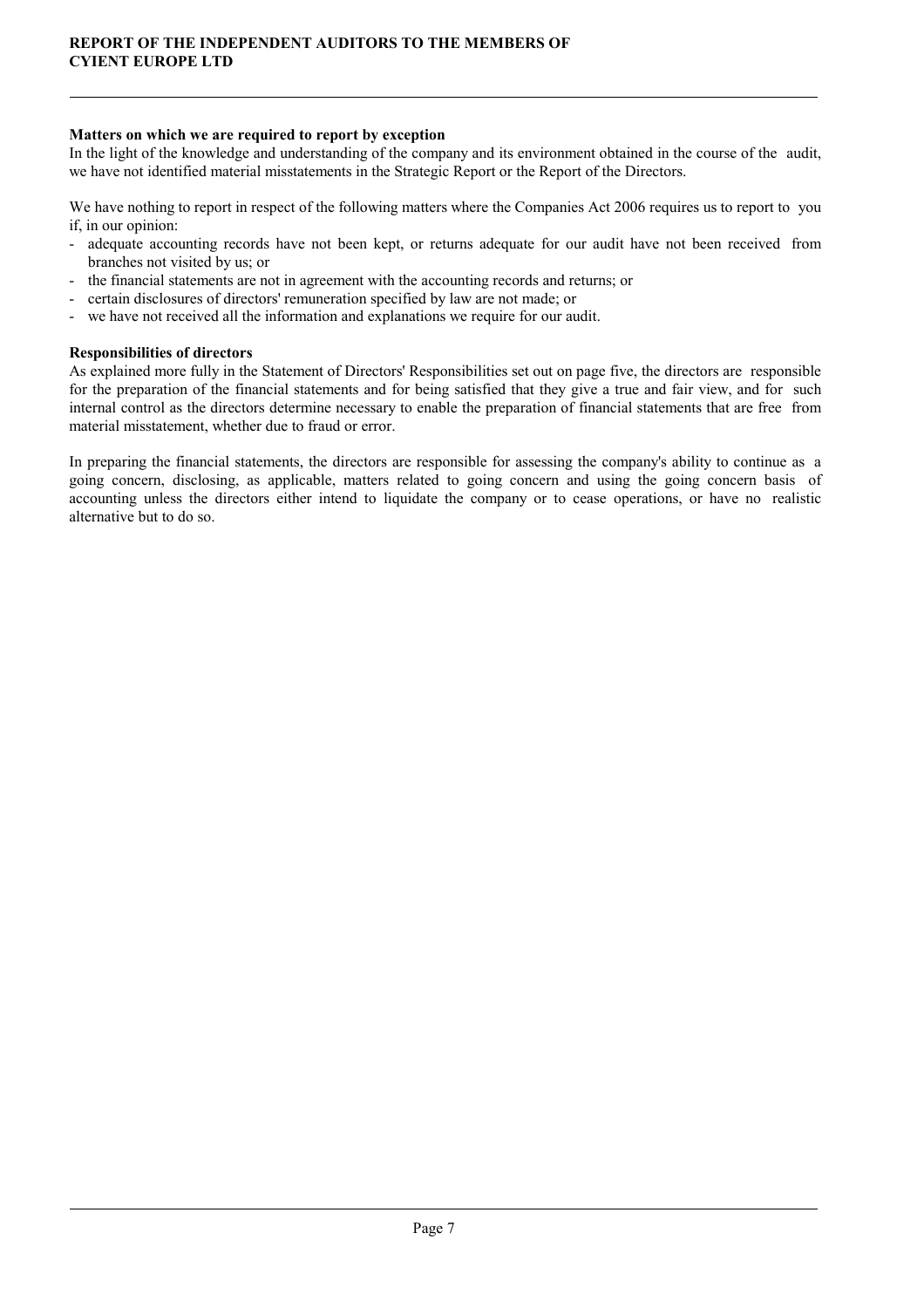**Matters on which we are required to report by exception**

In the light of the knowledge and understanding of the company and its environment obtained in the course of the audit, we have not identified material misstatements in the Strategic Report or the Report of the Directors.

We have nothing to report in respect of the following matters where the Companies Act 2006 requires us to report to you if, in our opinion:

- adequate accounting records have not been kept, or returns adequate for our audit have not been received from branches not visited by us; or
- the financial statements are not in agreement with the accounting records and returns; or
- certain disclosures of directors' remuneration specified by law are not made; or
- we have not received all the information and explanations we require for our audit.

**Responsibilities of directors**

As explained more fully in the Statement of Directors' Responsibilities set out on page five, the directors are responsible for the preparation of the financial statements and for being satisfied that they give a true and fair view, and for such internal control as the directors determine necessary to enable the preparation of financial statements that are free from material misstatement, whether due to fraud or error.

In preparing the financial statements, the directors are responsible for assessing the company's ability to continue as a going concern, disclosing, as applicable, matters related to going concern and using the going concern basis of accounting unless the directors either intend to liquidate the company or to cease operations, or have no realistic alternative but to do so.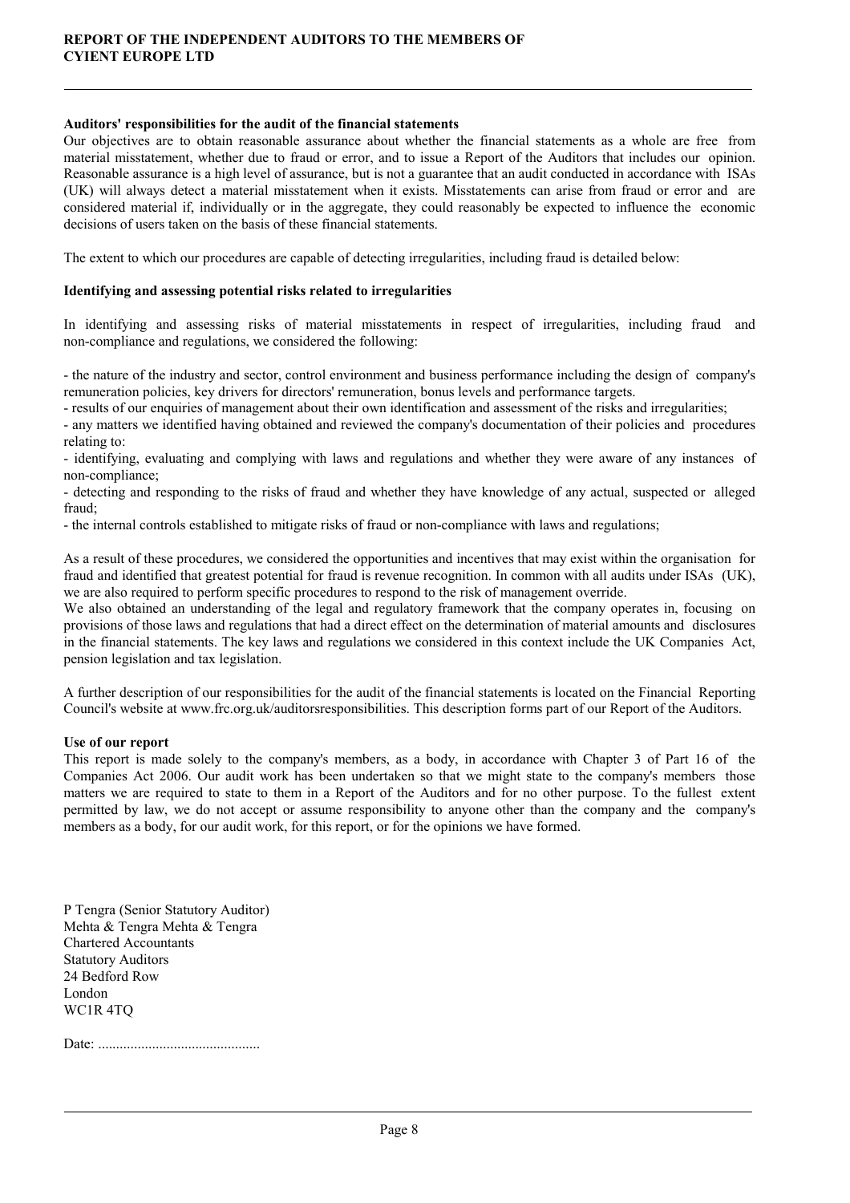**Auditors' responsibilities for the audit of the financial statements**

Our objectives are to obtain reasonable assurance about whether the financial statements as a whole are free from material misstatement, whether due to fraud or error, and to issue a Report of the Auditors that includes our opinion. Reasonable assurance is a high level of assurance, but is not a guarantee that an audit conducted in accordance with ISAs (UK) will always detect a material misstatement when it exists. Misstatements can arise from fraud or error and are considered material if, individually or in the aggregate, they could reasonably be expected to influence the economic decisions of users taken on the basis of these financial statements.

The extent to which our procedures are capable of detecting irregularities, including fraud is detailed below:

**Identifying and assessing potential risks related to irregularities**

In identifying and assessing risks of material misstatements in respect of irregularities, including fraud and non-compliance and regulations, we considered the following:

- the nature of the industry and sector, control environment and business performance including the design of company's remuneration policies, key drivers for directors' remuneration, bonus levels and performance targets.
- results of our enquiries of management about their own identification and assessment of the risks and irregularities;
- any matters we identified having obtained and reviewed the company's documentation of their policies and procedures relating to:
- identifying, evaluating and complying with laws and regulations and whether they were aware of any instances of non-compliance;
- detecting and responding to the risks of fraud and whether they have knowledge of any actual, suspected or alleged fraud;
- the internal controls established to mitigate risks of fraud or non-compliance with laws and regulations;

As a result of these procedures, we considered the opportunities and incentives that may exist within the organisation for fraud and identified that greatest potential for fraud is revenue recognition. In common with all audits under ISAs (UK), we are also required to perform specific procedures to respond to the risk of management override.
We also obtained an understanding of the legal and regulatory framework that the company operates in, focusing on provisions of those laws and regulations that had a direct effect on the determination of material amounts and disclosures in the financial statements. The key laws and regulations we considered in this context include the UK Companies Act, pension legislation and tax legislation.

A further description of our responsibilities for the audit of the financial statements is located on the Financial Reporting Council's website at www.frc.org.uk/auditorsresponsibilities. This description forms part of our Report of the Auditors.

**Use of our report**

This report is made solely to the company's members, as a body, in accordance with Chapter 3 of Part 16 of the Companies Act 2006. Our audit work has been undertaken so that we might state to the company's members those matters we are required to state to them in a Report of the Auditors and for no other purpose. To the fullest extent permitted by law, we do not accept or assume responsibility to anyone other than the company and the company's members as a body, for our audit work, for this report, or for the opinions we have formed.

P Tengra (Senior Statutory Auditor)
Mehta & Tengra Mehta & Tengra
Chartered Accountants
Statutory Auditors
24 Bedford Row
London
WC1R 4TQ

Date: .............................................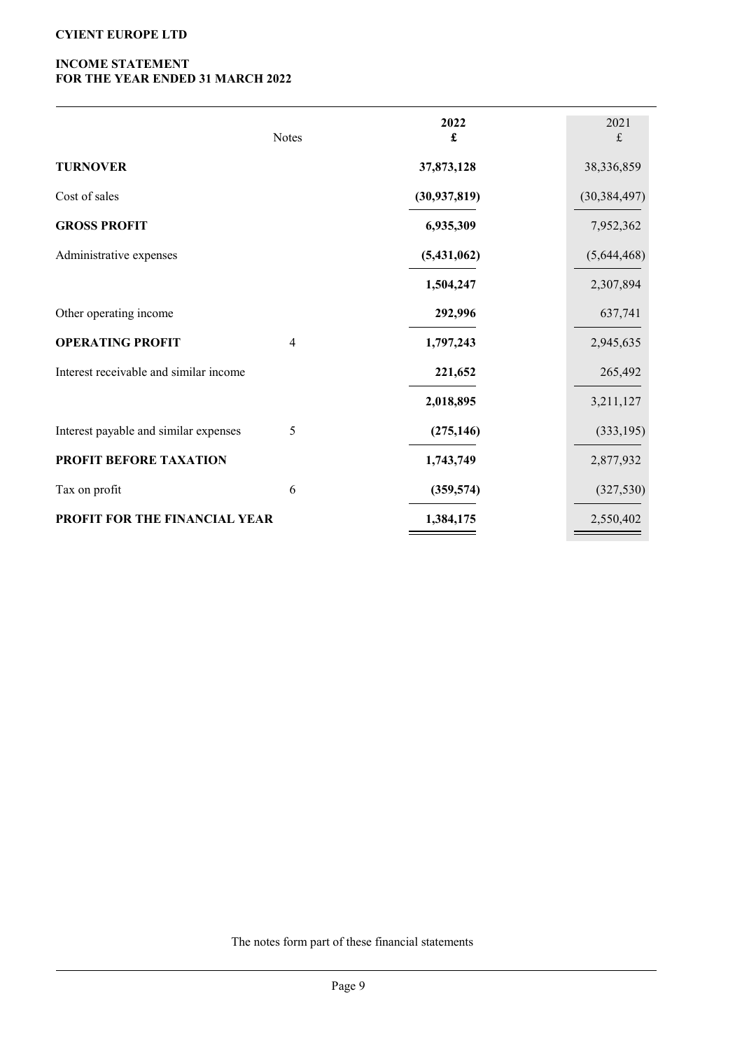**CYIENT EUROPE LTD**

**INCOME STATEMENT**
**FOR THE YEAR ENDED 31 MARCH 2022**

| | Notes | 2022 £ | 2021 £ |
|---|---|---|---|
| **TURNOVER** | | **37,873,128** | 38,336,859 |
| Cost of sales | | **(30,937,819)** | (30,384,497) |
| **GROSS PROFIT** | | **6,935,309** | 7,952,362 |
| Administrative expenses | | **(5,431,062)** | (5,644,468) |
| | | **1,504,247** | 2,307,894 |
| Other operating income | | **292,996** | 637,741 |
| **OPERATING PROFIT** | 4 | **1,797,243** | 2,945,635 |
| Interest receivable and similar income | | **221,652** | 265,492 |
| | | **2,018,895** | 3,211,127 |
| Interest payable and similar expenses | 5 | **(275,146)** | (333,195) |
| **PROFIT BEFORE TAXATION** | | **1,743,749** | 2,877,932 |
| Tax on profit | 6 | **(359,574)** | (327,530) |
| **PROFIT FOR THE FINANCIAL YEAR** | | **1,384,175** | 2,550,402 |

The notes form part of these financial statements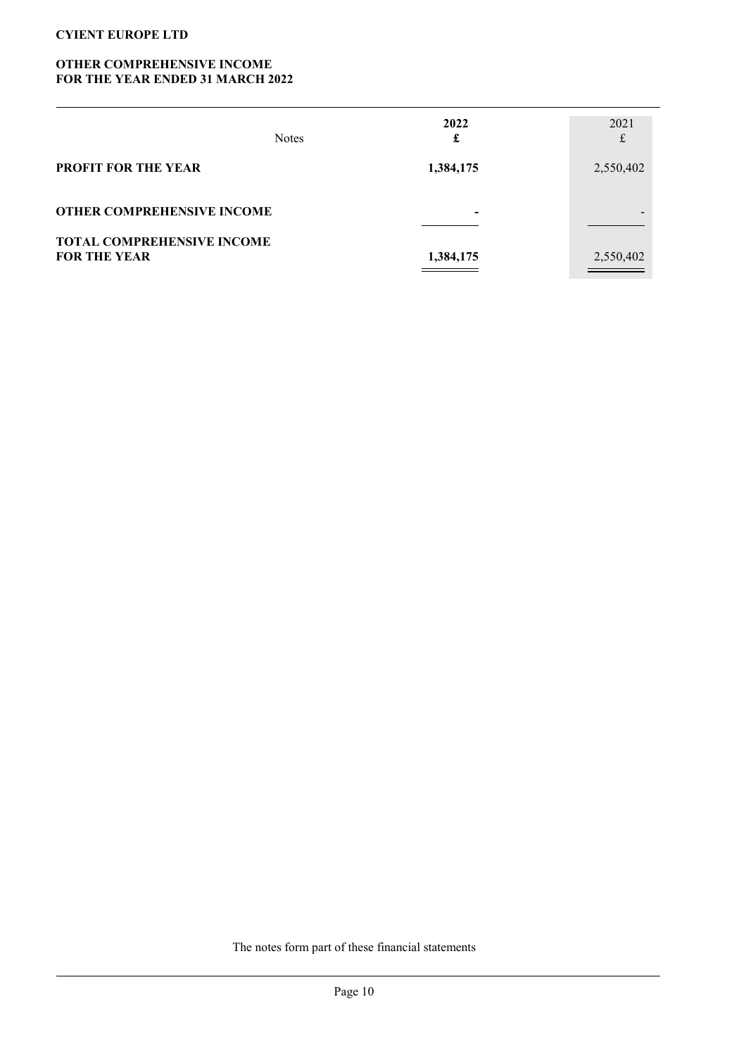**CYIENT EUROPE LTD**

**OTHER COMPREHENSIVE INCOME**
**FOR THE YEAR ENDED 31 MARCH 2022**

| | Notes | 2022<br>£ | 2021<br>£ |
|---|---|---|---|
| **PROFIT FOR THE YEAR** | | **1,384,175** | 2,550,402 |
| **OTHER COMPREHENSIVE INCOME** | | **-** | - |
| **TOTAL COMPREHENSIVE INCOME FOR THE YEAR** | | **1,384,175** | 2,550,402 |

The notes form part of these financial statements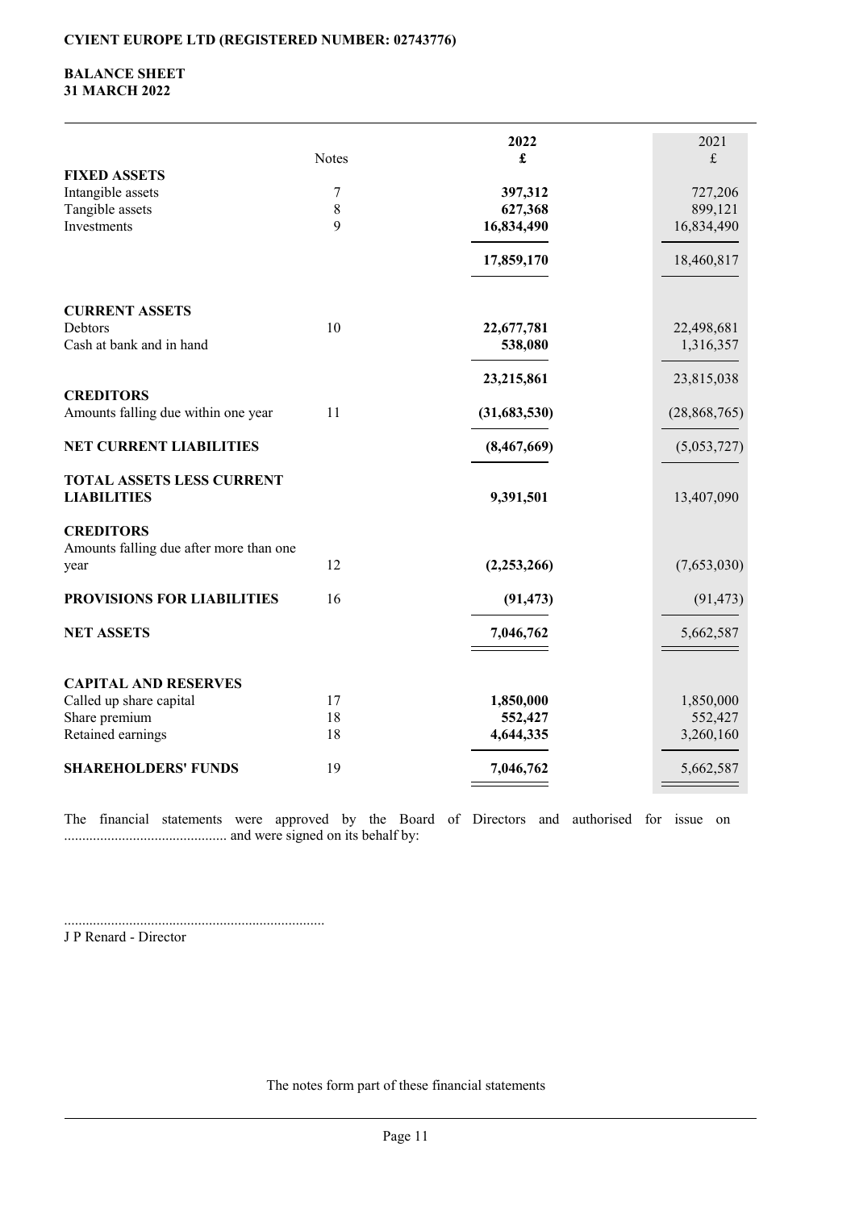**CYIENT EUROPE LTD (REGISTERED NUMBER: 02743776)**

# BALANCE SHEET
## 31 MARCH 2022

| | Notes | 2022 £ | 2021 £ |
|---|---|---|---|
| **FIXED ASSETS** | | | |
| Intangible assets | 7 | **397,312** | 727,206 |
| Tangible assets | 8 | **627,368** | 899,121 |
| Investments | 9 | **16,834,490** | 16,834,490 |
| | | **17,859,170** | 18,460,817 |
| **CURRENT ASSETS** | | | |
| Debtors | 10 | **22,677,781** | 22,498,681 |
| Cash at bank and in hand | | **538,080** | 1,316,357 |
| | | **23,215,861** | 23,815,038 |
| **CREDITORS** | | | |
| Amounts falling due within one year | 11 | **(31,683,530)** | (28,868,765) |
| **NET CURRENT LIABILITIES** | | **(8,467,669)** | (5,053,727) |
| **TOTAL ASSETS LESS CURRENT LIABILITIES** | | **9,391,501** | 13,407,090 |
| **CREDITORS** | | | |
| Amounts falling due after more than one year | 12 | **(2,253,266)** | (7,653,030) |
| **PROVISIONS FOR LIABILITIES** | 16 | **(91,473)** | (91,473) |
| **NET ASSETS** | | **7,046,762** | 5,662,587 |
| **CAPITAL AND RESERVES** | | | |
| Called up share capital | 17 | **1,850,000** | 1,850,000 |
| Share premium | 18 | **552,427** | 552,427 |
| Retained earnings | 18 | **4,644,335** | 3,260,160 |
| **SHAREHOLDERS' FUNDS** | 19 | **7,046,762** | 5,662,587 |

The financial statements were approved by the Board of Directors and authorised for issue on ............................................ and were signed on its behalf by:

........................................................................
J P Renard - Director

The notes form part of these financial statements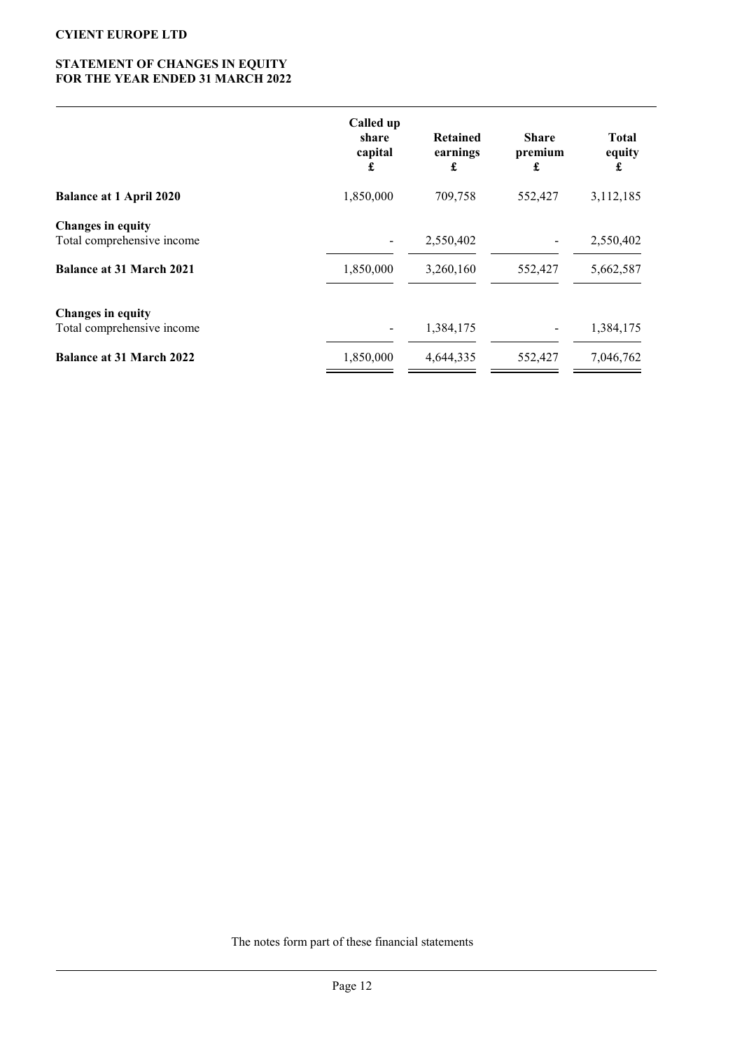**CYIENT EUROPE LTD**

# STATEMENT OF CHANGES IN EQUITY FOR THE YEAR ENDED 31 MARCH 2022

| | Called up share capital £ | Retained earnings £ | Share premium £ | Total equity £ |
|---|---|---|---|---|
| **Balance at 1 April 2020** | 1,850,000 | 709,758 | 552,427 | 3,112,185 |
| **Changes in equity** | | | | |
| Total comprehensive income | - | 2,550,402 | - | 2,550,402 |
| **Balance at 31 March 2021** | 1,850,000 | 3,260,160 | 552,427 | 5,662,587 |
| **Changes in equity** | | | | |
| Total comprehensive income | - | 1,384,175 | - | 1,384,175 |
| **Balance at 31 March 2022** | 1,850,000 | 4,644,335 | 552,427 | 7,046,762 |

The notes form part of these financial statements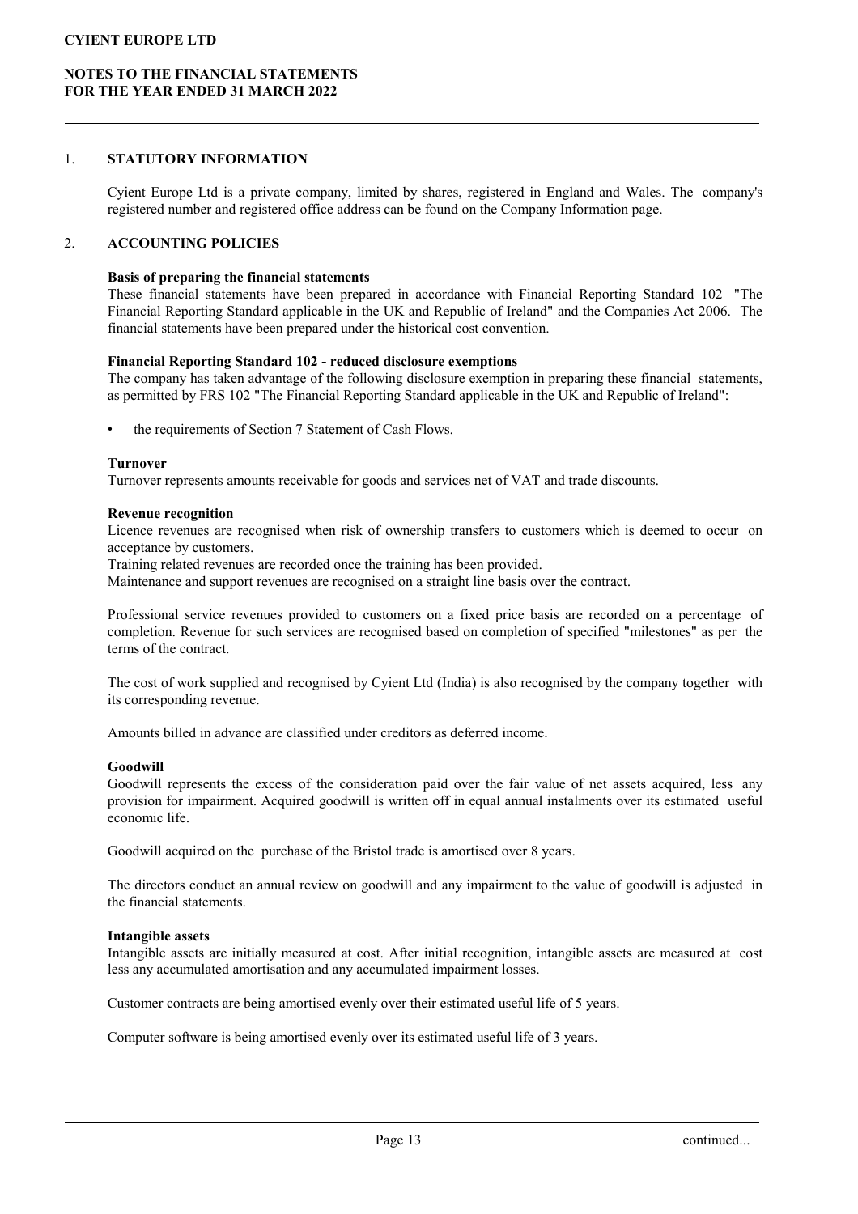## 1. STATUTORY INFORMATION

Cyient Europe Ltd is a private company, limited by shares, registered in England and Wales. The company's registered number and registered office address can be found on the Company Information page.

## 2. ACCOUNTING POLICIES

**Basis of preparing the financial statements**
These financial statements have been prepared in accordance with Financial Reporting Standard 102 "The Financial Reporting Standard applicable in the UK and Republic of Ireland" and the Companies Act 2006. The financial statements have been prepared under the historical cost convention.

**Financial Reporting Standard 102 - reduced disclosure exemptions**
The company has taken advantage of the following disclosure exemption in preparing these financial statements, as permitted by FRS 102 "The Financial Reporting Standard applicable in the UK and Republic of Ireland":

- the requirements of Section 7 Statement of Cash Flows.

**Turnover**
Turnover represents amounts receivable for goods and services net of VAT and trade discounts.

**Revenue recognition**
Licence revenues are recognised when risk of ownership transfers to customers which is deemed to occur on acceptance by customers.
Training related revenues are recorded once the training has been provided.
Maintenance and support revenues are recognised on a straight line basis over the contract.

Professional service revenues provided to customers on a fixed price basis are recorded on a percentage of completion. Revenue for such services are recognised based on completion of specified "milestones" as per the terms of the contract.

The cost of work supplied and recognised by Cyient Ltd (India) is also recognised by the company together with its corresponding revenue.

Amounts billed in advance are classified under creditors as deferred income.

**Goodwill**
Goodwill represents the excess of the consideration paid over the fair value of net assets acquired, less any provision for impairment. Acquired goodwill is written off in equal annual instalments over its estimated useful economic life.

Goodwill acquired on the purchase of the Bristol trade is amortised over 8 years.

The directors conduct an annual review on goodwill and any impairment to the value of goodwill is adjusted in the financial statements.

**Intangible assets**
Intangible assets are initially measured at cost. After initial recognition, intangible assets are measured at cost less any accumulated amortisation and any accumulated impairment losses.

Customer contracts are being amortised evenly over their estimated useful life of 5 years.

Computer software is being amortised evenly over its estimated useful life of 3 years.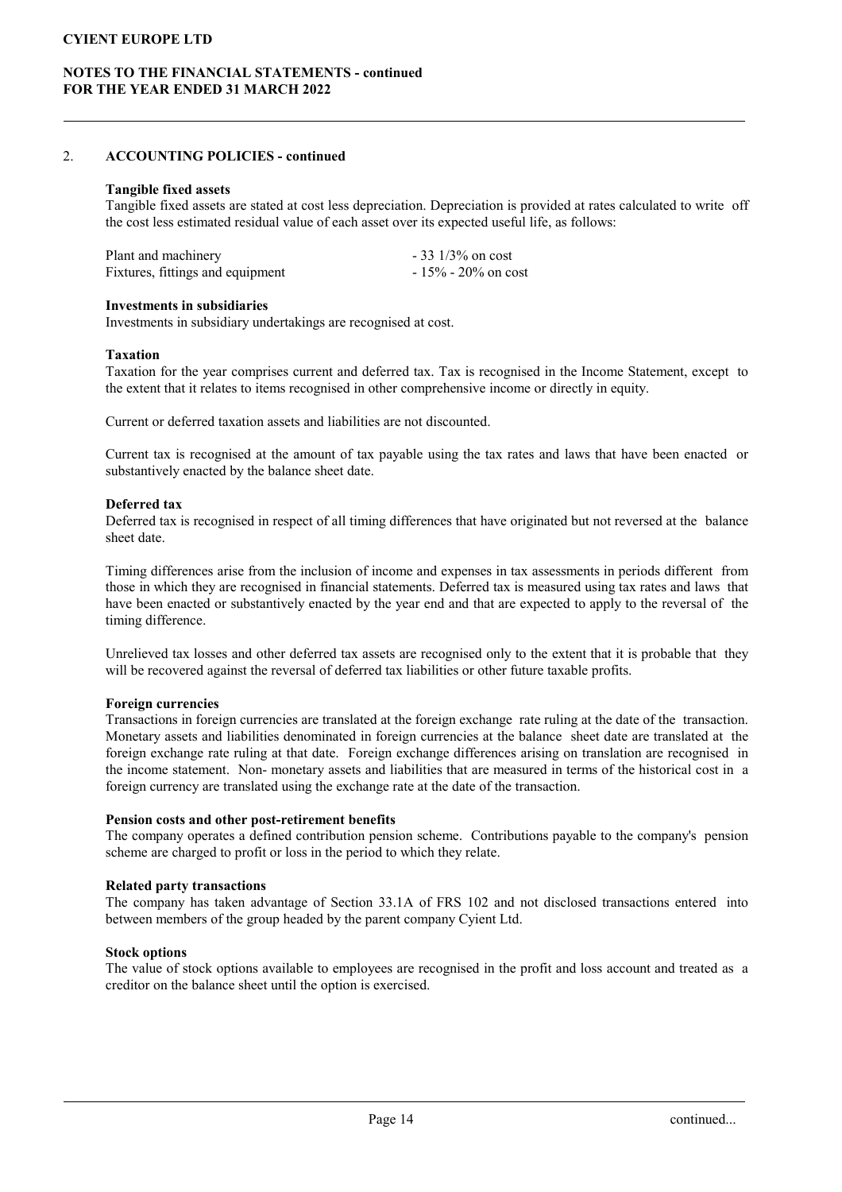## 2. ACCOUNTING POLICIES - continued

### Tangible fixed assets

Tangible fixed assets are stated at cost less depreciation. Depreciation is provided at rates calculated to write off the cost less estimated residual value of each asset over its expected useful life, as follows:

| | |
|---|---|
| Plant and machinery | - 33 1/3% on cost |
| Fixtures, fittings and equipment | - 15% - 20% on cost |

### Investments in subsidiaries

Investments in subsidiary undertakings are recognised at cost.

### Taxation

Taxation for the year comprises current and deferred tax. Tax is recognised in the Income Statement, except to the extent that it relates to items recognised in other comprehensive income or directly in equity.

Current or deferred taxation assets and liabilities are not discounted.

Current tax is recognised at the amount of tax payable using the tax rates and laws that have been enacted or substantively enacted by the balance sheet date.

### Deferred tax

Deferred tax is recognised in respect of all timing differences that have originated but not reversed at the balance sheet date.

Timing differences arise from the inclusion of income and expenses in tax assessments in periods different from those in which they are recognised in financial statements. Deferred tax is measured using tax rates and laws that have been enacted or substantively enacted by the year end and that are expected to apply to the reversal of the timing difference.

Unrelieved tax losses and other deferred tax assets are recognised only to the extent that it is probable that they will be recovered against the reversal of deferred tax liabilities or other future taxable profits.

### Foreign currencies

Transactions in foreign currencies are translated at the foreign exchange rate ruling at the date of the transaction. Monetary assets and liabilities denominated in foreign currencies at the balance sheet date are translated at the foreign exchange rate ruling at that date. Foreign exchange differences arising on translation are recognised in the income statement. Non- monetary assets and liabilities that are measured in terms of the historical cost in a foreign currency are translated using the exchange rate at the date of the transaction.

### Pension costs and other post-retirement benefits

The company operates a defined contribution pension scheme. Contributions payable to the company's pension scheme are charged to profit or loss in the period to which they relate.

### Related party transactions

The company has taken advantage of Section 33.1A of FRS 102 and not disclosed transactions entered into between members of the group headed by the parent company Cyient Ltd.

### Stock options

The value of stock options available to employees are recognised in the profit and loss account and treated as a creditor on the balance sheet until the option is exercised.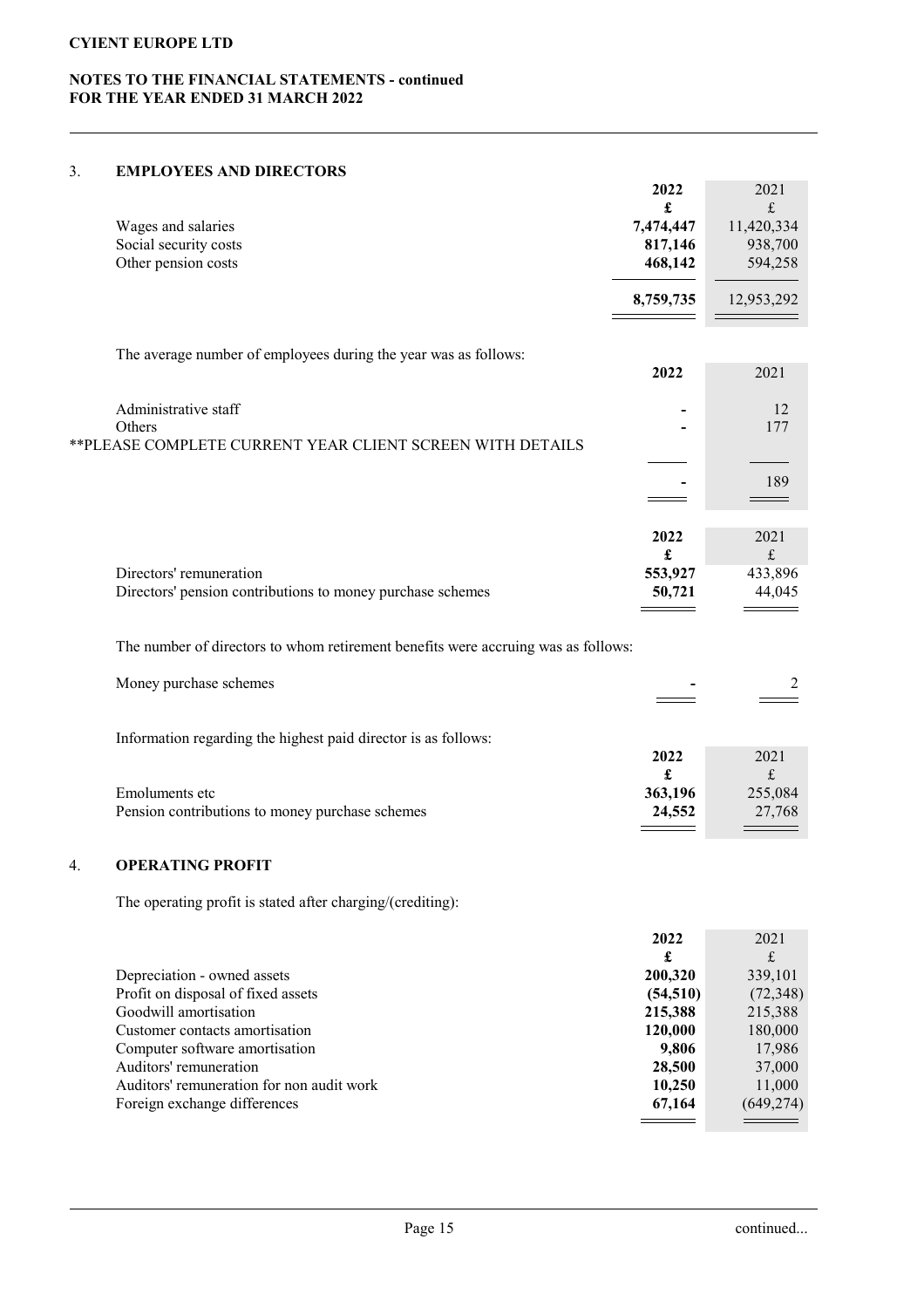**CYIENT EUROPE LTD**

**NOTES TO THE FINANCIAL STATEMENTS - continued**
**FOR THE YEAR ENDED 31 MARCH 2022**

## 3. EMPLOYEES AND DIRECTORS

| | 2022 | 2021 |
|---|---|---|
| | £ | £ |
| Wages and salaries | 7,474,447 | 11,420,334 |
| Social security costs | 817,146 | 938,700 |
| Other pension costs | 468,142 | 594,258 |
| | 8,759,735 | 12,953,292 |

The average number of employees during the year was as follows:

| | 2022 | 2021 |
|---|---|---|
| Administrative staff | - | 12 |
| Others | - | 177 |
| **PLEASE COMPLETE CURRENT YEAR CLIENT SCREEN WITH DETAILS | | |
| | - | 189 |

| | 2022 | 2021 |
|---|---|---|
| | £ | £ |
| Directors' remuneration | 553,927 | 433,896 |
| Directors' pension contributions to money purchase schemes | 50,721 | 44,045 |

The number of directors to whom retirement benefits were accruing was as follows:

| | 2022 | 2021 |
|---|---|---|
| Money purchase schemes | - | 2 |

Information regarding the highest paid director is as follows:

| | 2022 | 2021 |
|---|---|---|
| | £ | £ |
| Emoluments etc | 363,196 | 255,084 |
| Pension contributions to money purchase schemes | 24,552 | 27,768 |

## 4. OPERATING PROFIT

The operating profit is stated after charging/(crediting):

| | 2022 | 2021 |
|---|---|---|
| | £ | £ |
| Depreciation - owned assets | 200,320 | 339,101 |
| Profit on disposal of fixed assets | (54,510) | (72,348) |
| Goodwill amortisation | 215,388 | 215,388 |
| Customer contacts amortisation | 120,000 | 180,000 |
| Computer software amortisation | 9,806 | 17,986 |
| Auditors' remuneration | 28,500 | 37,000 |
| Auditors' remuneration for non audit work | 10,250 | 11,000 |
| Foreign exchange differences | 67,164 | (649,274) |

continued...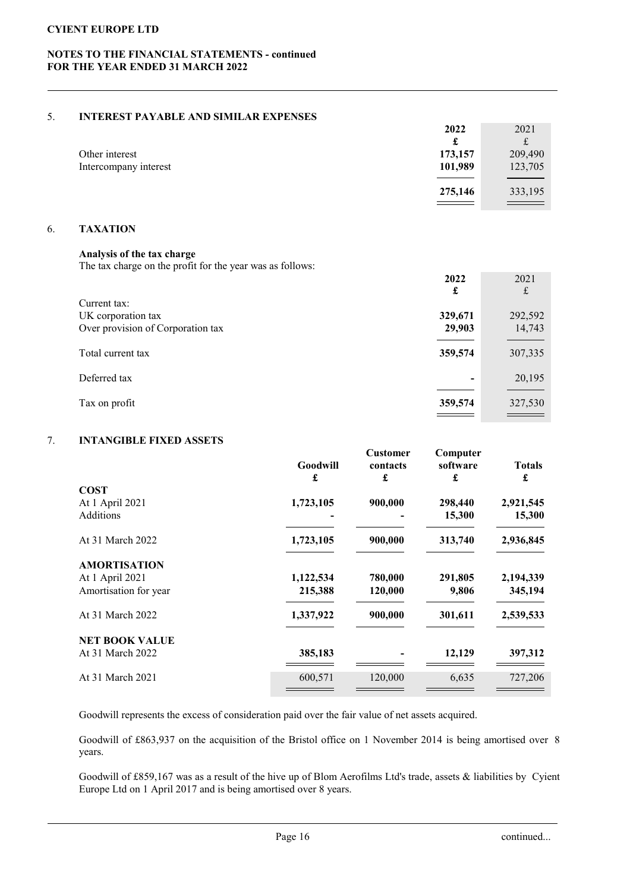## 5. INTEREST PAYABLE AND SIMILAR EXPENSES

| | 2022 | 2021 |
|---|---|---|
| | £ | £ |
| Other interest | 173,157 | 209,490 |
| Intercompany interest | 101,989 | 123,705 |
| | 275,146 | 333,195 |

## 6. TAXATION

**Analysis of the tax charge**

The tax charge on the profit for the year was as follows:

| | 2022 | 2021 |
|---|---|---|
| | £ | £ |
| Current tax: | | |
| UK corporation tax | 329,671 | 292,592 |
| Over provision of Corporation tax | 29,903 | 14,743 |
| Total current tax | 359,574 | 307,335 |
| Deferred tax | - | 20,195 |
| Tax on profit | 359,574 | 327,530 |

## 7. INTANGIBLE FIXED ASSETS

| | Goodwill | Customer contacts | Computer software | Totals |
|---|---|---|---|---|
| | £ | £ | £ | £ |
| **COST** | | | | |
| At 1 April 2021 | 1,723,105 | 900,000 | 298,440 | 2,921,545 |
| Additions | - | - | 15,300 | 15,300 |
| At 31 March 2022 | 1,723,105 | 900,000 | 313,740 | 2,936,845 |
| **AMORTISATION** | | | | |
| At 1 April 2021 | 1,122,534 | 780,000 | 291,805 | 2,194,339 |
| Amortisation for year | 215,388 | 120,000 | 9,806 | 345,194 |
| At 31 March 2022 | 1,337,922 | 900,000 | 301,611 | 2,539,533 |
| **NET BOOK VALUE** | | | | |
| At 31 March 2022 | 385,183 | - | 12,129 | 397,312 |
| At 31 March 2021 | 600,571 | 120,000 | 6,635 | 727,206 |

Goodwill represents the excess of consideration paid over the fair value of net assets acquired.

Goodwill of £863,937 on the acquisition of the Bristol office on 1 November 2014 is being amortised over 8 years.

Goodwill of £859,167 was as a result of the hive up of Blom Aerofilms Ltd's trade, assets & liabilities by Cyient Europe Ltd on 1 April 2017 and is being amortised over 8 years.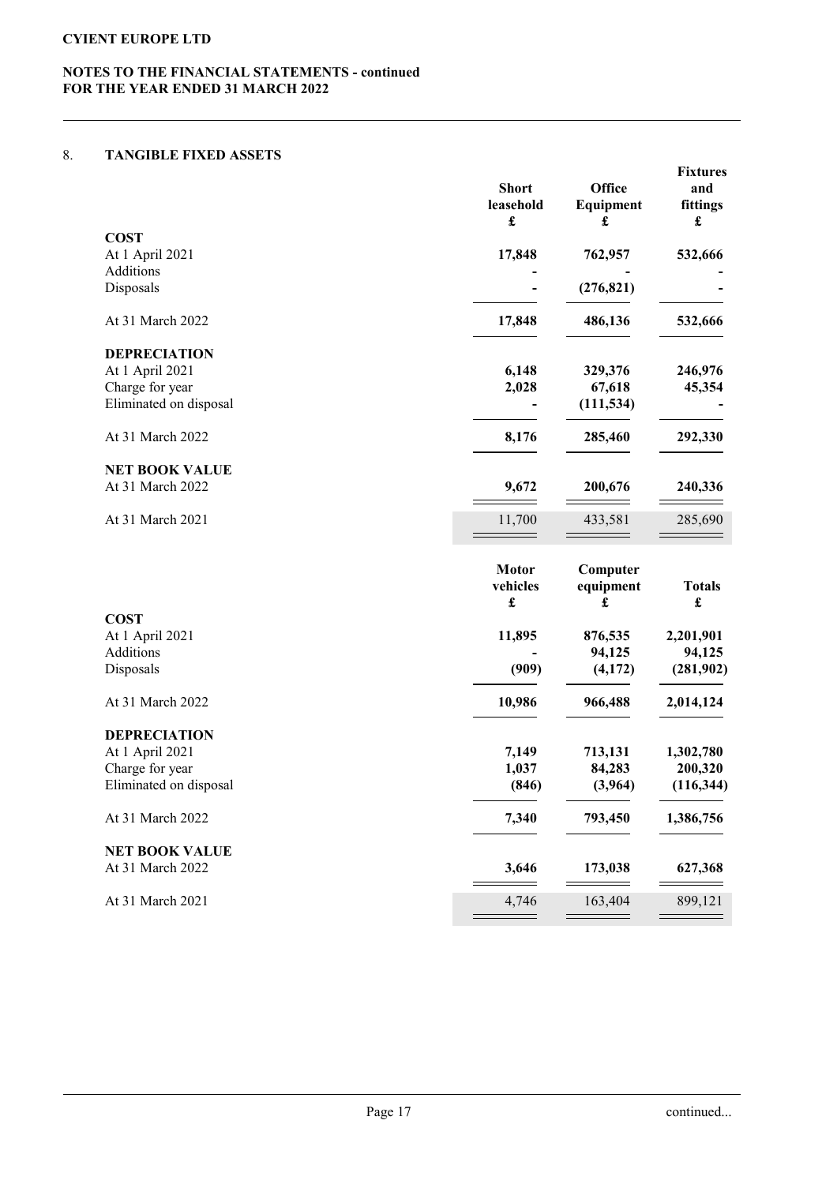# CYIENT EUROPE LTD

## NOTES TO THE FINANCIAL STATEMENTS - continued
## FOR THE YEAR ENDED 31 MARCH 2022

### 8. TANGIBLE FIXED ASSETS

| | Short leasehold £ | Office Equipment £ | Fixtures and fittings £ |
|---|---|---|---|
| **COST** | | | |
| At 1 April 2021 | **17,848** | **762,957** | **532,666** |
| Additions | **-** | **-** | **-** |
| Disposals | **-** | **(276,821)** | **-** |
| At 31 March 2022 | **17,848** | **486,136** | **532,666** |
| **DEPRECIATION** | | | |
| At 1 April 2021 | **6,148** | **329,376** | **246,976** |
| Charge for year | **2,028** | **67,618** | **45,354** |
| Eliminated on disposal | **-** | **(111,534)** | **-** |
| At 31 March 2022 | **8,176** | **285,460** | **292,330** |
| **NET BOOK VALUE** | | | |
| At 31 March 2022 | **9,672** | **200,676** | **240,336** |
| At 31 March 2021 | 11,700 | 433,581 | 285,690 |

| | Motor vehicles £ | Computer equipment £ | Totals £ |
|---|---|---|---|
| **COST** | | | |
| At 1 April 2021 | **11,895** | **876,535** | **2,201,901** |
| Additions | **-** | **94,125** | **94,125** |
| Disposals | **(909)** | **(4,172)** | **(281,902)** |
| At 31 March 2022 | **10,986** | **966,488** | **2,014,124** |
| **DEPRECIATION** | | | |
| At 1 April 2021 | **7,149** | **713,131** | **1,302,780** |
| Charge for year | **1,037** | **84,283** | **200,320** |
| Eliminated on disposal | **(846)** | **(3,964)** | **(116,344)** |
| At 31 March 2022 | **7,340** | **793,450** | **1,386,756** |
| **NET BOOK VALUE** | | | |
| At 31 March 2022 | **3,646** | **173,038** | **627,368** |
| At 31 March 2021 | 4,746 | 163,404 | 899,121 |

continued...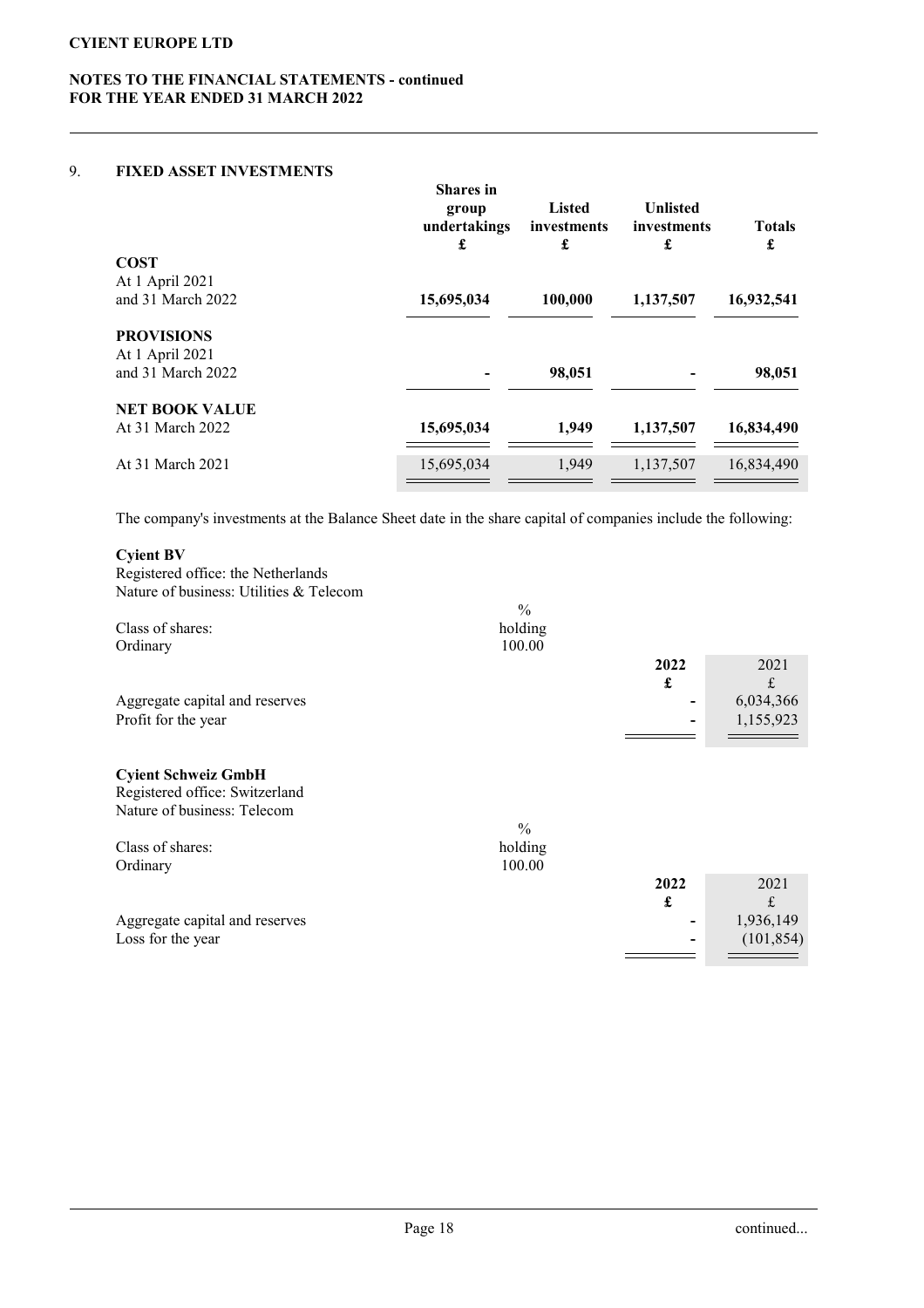## 9. FIXED ASSET INVESTMENTS

| | Shares in group undertakings £ | Listed investments £ | Unlisted investments £ | Totals £ |
|---|---|---|---|---|
| **COST** | | | | |
| At 1 April 2021 | | | | |
| and 31 March 2022 | **15,695,034** | **100,000** | **1,137,507** | **16,932,541** |
| **PROVISIONS** | | | | |
| At 1 April 2021 | | | | |
| and 31 March 2022 | **-** | **98,051** | **-** | **98,051** |
| **NET BOOK VALUE** | | | | |
| At 31 March 2022 | **15,695,034** | **1,949** | **1,137,507** | **16,834,490** |
| At 31 March 2021 | 15,695,034 | 1,949 | 1,137,507 | 16,834,490 |

The company's investments at the Balance Sheet date in the share capital of companies include the following:

**Cyient BV**

Registered office: the Netherlands

Nature of business: Utilities & Telecom

| Class of shares: | % holding |
|---|---|
| Ordinary | 100.00 |

| | 2022 £ | 2021 £ |
|---|---|---|
| Aggregate capital and reserves | - | 6,034,366 |
| Profit for the year | - | 1,155,923 |

**Cyient Schweiz GmbH**

Registered office: Switzerland

Nature of business: Telecom

| Class of shares: | % holding |
|---|---|
| Ordinary | 100.00 |

| | 2022 £ | 2021 £ |
|---|---|---|
| Aggregate capital and reserves | - | 1,936,149 |
| Loss for the year | - | (101,854) |

continued...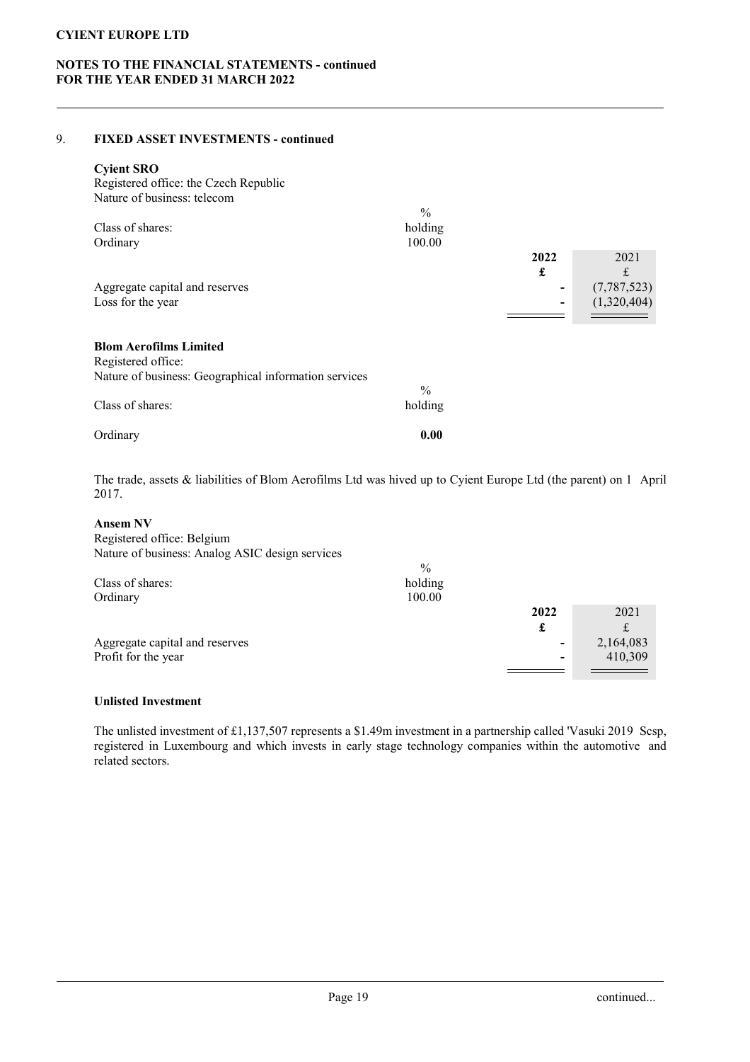## 9. FIXED ASSET INVESTMENTS - continued

**Cyient SRO**

Registered office: the Czech Republic
Nature of business: telecom

| Class of shares: | % holding |
|---|---|
| Ordinary | 100.00 |

| | 2022 £ | 2021 £ |
|---|---|---|
| Aggregate capital and reserves | - | (7,787,523) |
| Loss for the year | - | (1,320,404) |

**Blom Aerofilms Limited**

Registered office:
Nature of business: Geographical information services

| Class of shares: | % holding |
|---|---|
| Ordinary | **0.00** |

The trade, assets & liabilities of Blom Aerofilms Ltd was hived up to Cyient Europe Ltd (the parent) on 1 April 2017.

**Ansem NV**

Registered office: Belgium
Nature of business: Analog ASIC design services

| Class of shares: | % holding |
|---|---|
| Ordinary | 100.00 |

| | 2022 £ | 2021 £ |
|---|---|---|
| Aggregate capital and reserves | - | 2,164,083 |
| Profit for the year | - | 410,309 |

**Unlisted Investment**

The unlisted investment of £1,137,507 represents a $1.49m investment in a partnership called 'Vasuki 2019 Scsp, registered in Luxembourg and which invests in early stage technology companies within the automotive and related sectors.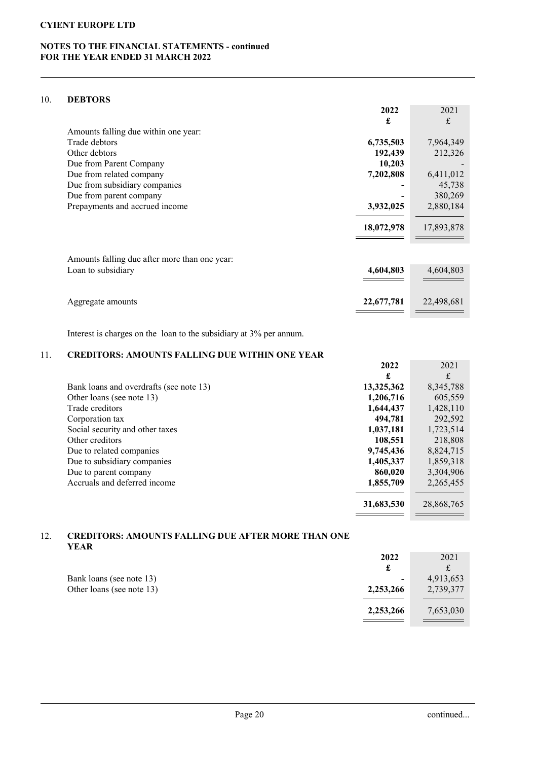## 10. DEBTORS

| | 2022 | 2021 |
|---|---|---|
| | £ | £ |
| Amounts falling due within one year: | | |
| Trade debtors | **6,735,503** | 7,964,349 |
| Other debtors | **192,439** | 212,326 |
| Due from Parent Company | **10,203** | - |
| Due from related company | **7,202,808** | 6,411,012 |
| Due from subsidiary companies | **-** | 45,738 |
| Due from parent company | **-** | 380,269 |
| Prepayments and accrued income | **3,932,025** | 2,880,184 |
| | **18,072,978** | 17,893,878 |
| Amounts falling due after more than one year: | | |
| Loan to subsidiary | **4,604,803** | 4,604,803 |
| Aggregate amounts | **22,677,781** | 22,498,681 |

Interest is charges on the loan to the subsidiary at 3% per annum.

## 11. CREDITORS: AMOUNTS FALLING DUE WITHIN ONE YEAR

| | 2022 | 2021 |
|---|---|---|
| | £ | £ |
| Bank loans and overdrafts (see note 13) | **13,325,362** | 8,345,788 |
| Other loans (see note 13) | **1,206,716** | 605,559 |
| Trade creditors | **1,644,437** | 1,428,110 |
| Corporation tax | **494,781** | 292,592 |
| Social security and other taxes | **1,037,181** | 1,723,514 |
| Other creditors | **108,551** | 218,808 |
| Due to related companies | **9,745,436** | 8,824,715 |
| Due to subsidiary companies | **1,405,337** | 1,859,318 |
| Due to parent company | **860,020** | 3,304,906 |
| Accruals and deferred income | **1,855,709** | 2,265,455 |
| | **31,683,530** | 28,868,765 |

## 12. CREDITORS: AMOUNTS FALLING DUE AFTER MORE THAN ONE YEAR

| | 2022 | 2021 |
|---|---|---|
| | £ | £ |
| Bank loans (see note 13) | **-** | 4,913,653 |
| Other loans (see note 13) | **2,253,266** | 2,739,377 |
| | **2,253,266** | 7,653,030 |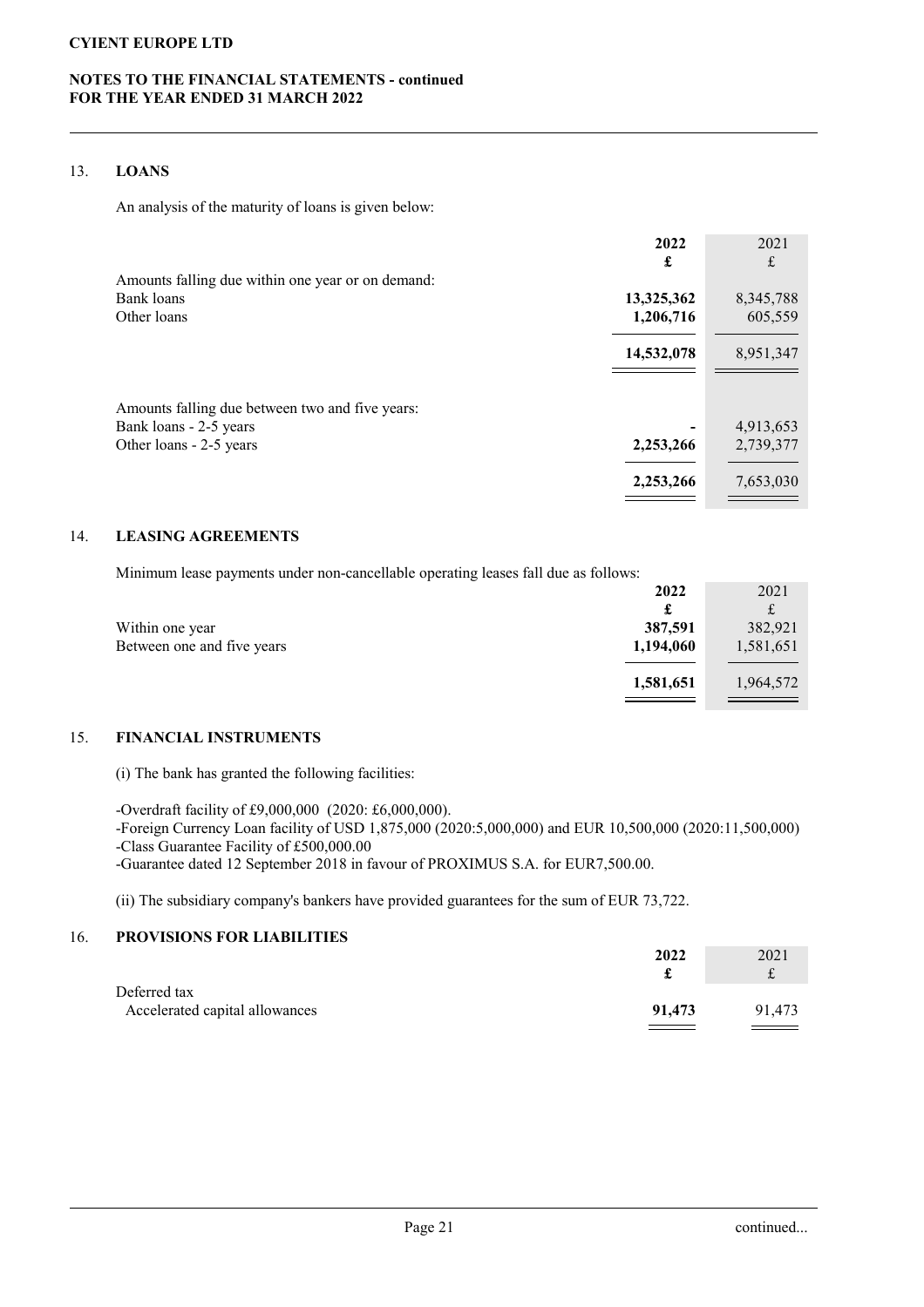CYIENT EUROPE LTD

NOTES TO THE FINANCIAL STATEMENTS - continued
FOR THE YEAR ENDED 31 MARCH 2022

## 13. LOANS

An analysis of the maturity of loans is given below:

| | 2022 | 2021 |
|---|---|---|
| | £ | £ |
| Amounts falling due within one year or on demand: | | |
| Bank loans | **13,325,362** | 8,345,788 |
| Other loans | **1,206,716** | 605,559 |
| | **14,532,078** | 8,951,347 |
| Amounts falling due between two and five years: | | |
| Bank loans - 2-5 years | **-** | 4,913,653 |
| Other loans - 2-5 years | **2,253,266** | 2,739,377 |
| | **2,253,266** | 7,653,030 |

## 14. LEASING AGREEMENTS

Minimum lease payments under non-cancellable operating leases fall due as follows:

| | 2022 | 2021 |
|---|---|---|
| | £ | £ |
| Within one year | **387,591** | 382,921 |
| Between one and five years | **1,194,060** | 1,581,651 |
| | **1,581,651** | 1,964,572 |

## 15. FINANCIAL INSTRUMENTS

(i) The bank has granted the following facilities:

-Overdraft facility of £9,000,000 (2020: £6,000,000).
-Foreign Currency Loan facility of USD 1,875,000 (2020:5,000,000) and EUR 10,500,000 (2020:11,500,000)
-Class Guarantee Facility of £500,000.00
-Guarantee dated 12 September 2018 in favour of PROXIMUS S.A. for EUR7,500.00.

(ii) The subsidiary company's bankers have provided guarantees for the sum of EUR 73,722.

## 16. PROVISIONS FOR LIABILITIES

| | 2022 | 2021 |
|---|---|---|
| | £ | £ |
| Deferred tax | | |
| Accelerated capital allowances | **91,473** | 91,473 |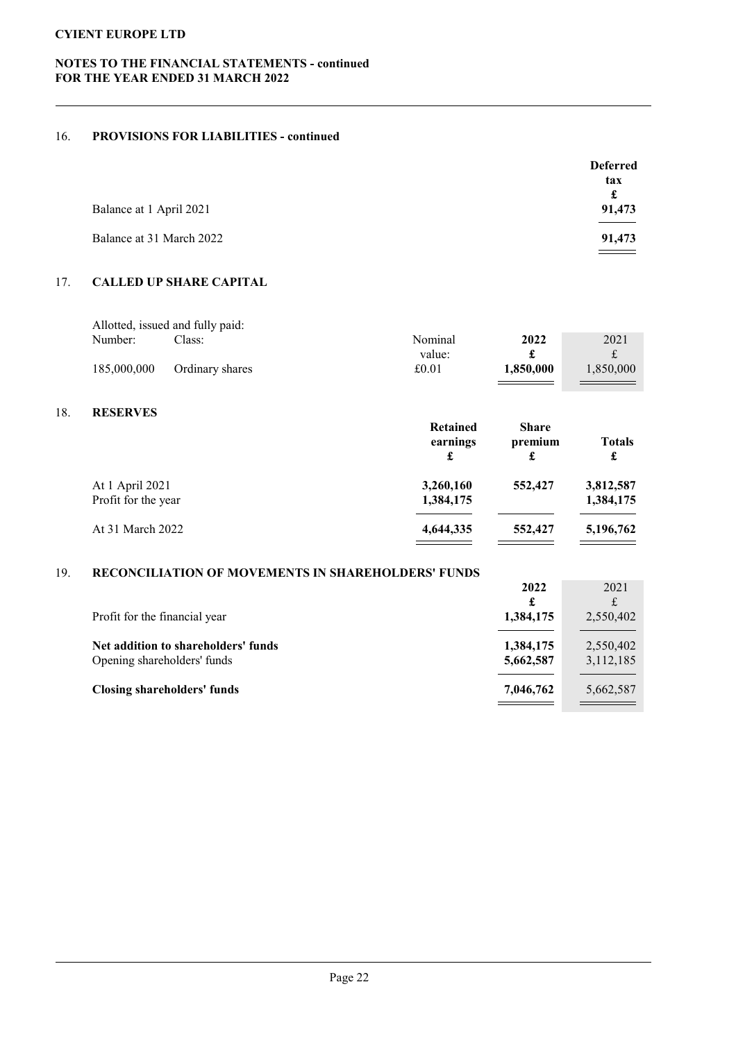**CYIENT EUROPE LTD**

**NOTES TO THE FINANCIAL STATEMENTS - continued**
**FOR THE YEAR ENDED 31 MARCH 2022**

## 16. PROVISIONS FOR LIABILITIES - continued

| | Deferred tax £ |
|---|---|
| Balance at 1 April 2021 | 91,473 |
| Balance at 31 March 2022 | 91,473 |

## 17. CALLED UP SHARE CAPITAL

Allotted, issued and fully paid:

| Number: | Class: | Nominal value: | 2022 £ | 2021 £ |
|---|---|---|---|---|
| 185,000,000 | Ordinary shares | £0.01 | 1,850,000 | 1,850,000 |

## 18. RESERVES

| | Retained earnings £ | Share premium £ | Totals £ |
|---|---|---|---|
| At 1 April 2021 | 3,260,160 | 552,427 | 3,812,587 |
| Profit for the year | 1,384,175 | | 1,384,175 |
| At 31 March 2022 | 4,644,335 | 552,427 | 5,196,762 |

## 19. RECONCILIATION OF MOVEMENTS IN SHAREHOLDERS' FUNDS

| | 2022 £ | 2021 £ |
|---|---|---|
| Profit for the financial year | 1,384,175 | 2,550,402 |
| **Net addition to shareholders' funds** | 1,384,175 | 2,550,402 |
| Opening shareholders' funds | 5,662,587 | 3,112,185 |
| **Closing shareholders' funds** | 7,046,762 | 5,662,587 |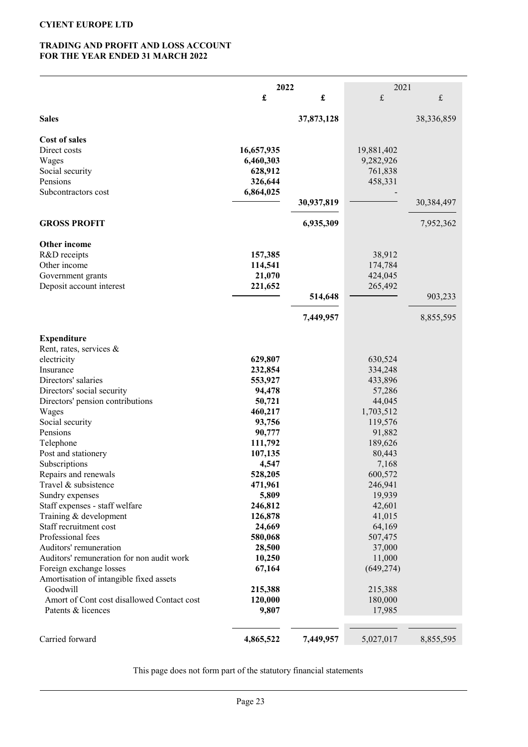**CYIENT EUROPE LTD**

**TRADING AND PROFIT AND LOSS ACCOUNT**
**FOR THE YEAR ENDED 31 MARCH 2022**

| | 2022 | | 2021 | |
|---|---|---|---|---|
| | £ | £ | £ | £ |
| **Sales** | | 37,873,128 | | 38,336,859 |
| **Cost of sales** | | | | |
| Direct costs | 16,657,935 | | 19,881,402 | |
| Wages | 6,460,303 | | 9,282,926 | |
| Social security | 628,912 | | 761,838 | |
| Pensions | 326,644 | | 458,331 | |
| Subcontractors cost | 6,864,025 | | - | |
| | | 30,937,819 | | 30,384,497 |
| **GROSS PROFIT** | | 6,935,309 | | 7,952,362 |
| **Other income** | | | | |
| R&D receipts | 157,385 | | 38,912 | |
| Other income | 114,541 | | 174,784 | |
| Government grants | 21,070 | | 424,045 | |
| Deposit account interest | 221,652 | | 265,492 | |
| | | 514,648 | | 903,233 |
| | | 7,449,957 | | 8,855,595 |
| **Expenditure** | | | | |
| Rent, rates, services & electricity | 629,807 | | 630,524 | |
| Insurance | 232,854 | | 334,248 | |
| Directors' salaries | 553,927 | | 433,896 | |
| Directors' social security | 94,478 | | 57,286 | |
| Directors' pension contributions | 50,721 | | 44,045 | |
| Wages | 460,217 | | 1,703,512 | |
| Social security | 93,756 | | 119,576 | |
| Pensions | 90,777 | | 91,882 | |
| Telephone | 111,792 | | 189,626 | |
| Post and stationery | 107,135 | | 80,443 | |
| Subscriptions | 4,547 | | 7,168 | |
| Repairs and renewals | 528,205 | | 600,572 | |
| Travel & subsistence | 471,961 | | 246,941 | |
| Sundry expenses | 5,809 | | 19,939 | |
| Staff expenses - staff welfare | 246,812 | | 42,601 | |
| Training & development | 126,878 | | 41,015 | |
| Staff recruitment cost | 24,669 | | 64,169 | |
| Professional fees | 580,068 | | 507,475 | |
| Auditors' remuneration | 28,500 | | 37,000 | |
| Auditors' remuneration for non audit work | 10,250 | | 11,000 | |
| Foreign exchange losses | 67,164 | | (649,274) | |
| Amortisation of intangible fixed assets | | | | |
| Goodwill | 215,388 | | 215,388 | |
| Amort of Cont cost disallowed Contact cost | 120,000 | | 180,000 | |
| Patents & licences | 9,807 | | 17,985 | |
| Carried forward | 4,865,522 | 7,449,957 | 5,027,017 | 8,855,595 |

This page does not form part of the statutory financial statements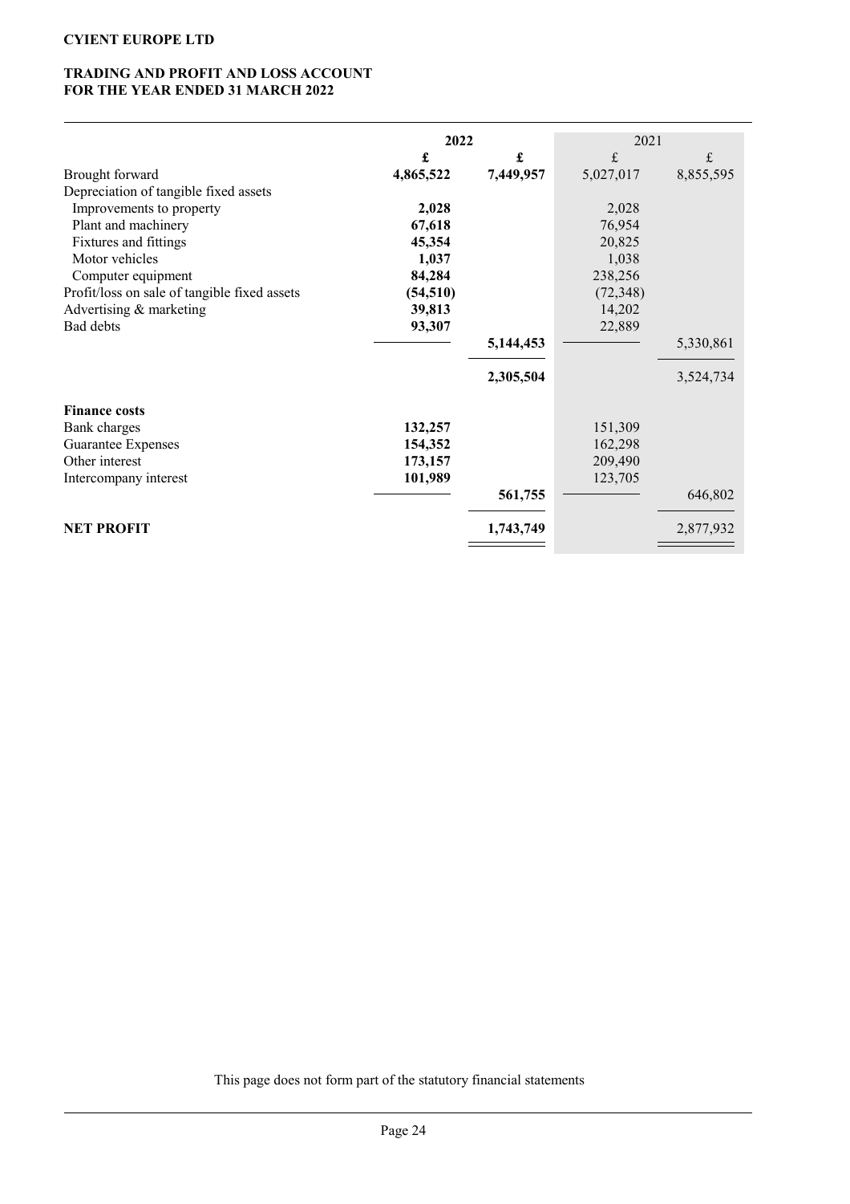**CYIENT EUROPE LTD**

**TRADING AND PROFIT AND LOSS ACCOUNT**
**FOR THE YEAR ENDED 31 MARCH 2022**

| | 2022 | | 2021 | |
|---|---|---|---|---|
| | £ | £ | £ | £ |
| Brought forward | 4,865,522 | 7,449,957 | 5,027,017 | 8,855,595 |
| Depreciation of tangible fixed assets | | | | |
| Improvements to property | 2,028 | | 2,028 | |
| Plant and machinery | 67,618 | | 76,954 | |
| Fixtures and fittings | 45,354 | | 20,825 | |
| Motor vehicles | 1,037 | | 1,038 | |
| Computer equipment | 84,284 | | 238,256 | |
| Profit/loss on sale of tangible fixed assets | (54,510) | | (72,348) | |
| Advertising & marketing | 39,813 | | 14,202 | |
| Bad debts | 93,307 | | 22,889 | |
| | | 5,144,453 | | 5,330,861 |
| | | 2,305,504 | | 3,524,734 |
| **Finance costs** | | | | |
| Bank charges | 132,257 | | 151,309 | |
| Guarantee Expenses | 154,352 | | 162,298 | |
| Other interest | 173,157 | | 209,490 | |
| Intercompany interest | 101,989 | | 123,705 | |
| | | 561,755 | | 646,802 |
| **NET PROFIT** | | 1,743,749 | | 2,877,932 |

This page does not form part of the statutory financial statements